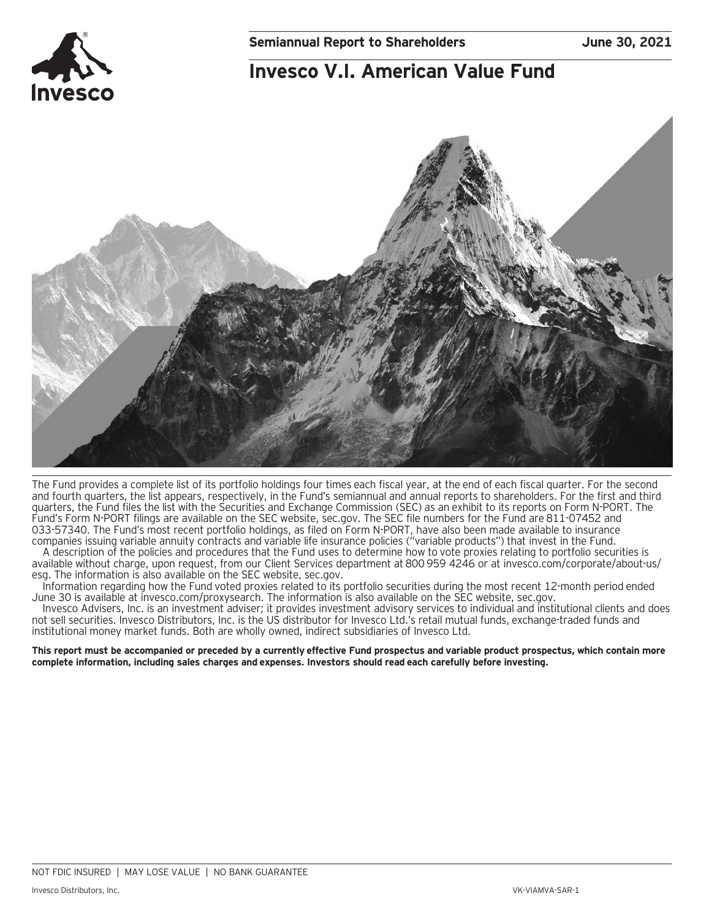**Semiannual Report to Shareholders** **June 30, 2021**

# Invesco V.I. American Value Fund

The Fund provides a complete list of its portfolio holdings four times each fiscal year, at the end of each fiscal quarter. For the second and fourth quarters, the list appears, respectively, in the Fund's semiannual and annual reports to shareholders. For the first and third quarters, the Fund files the list with the Securities and Exchange Commission (SEC) as an exhibit to its reports on Form N-PORT. The Fund's Form N-PORT filings are available on the SEC website, sec.gov. The SEC file numbers for the Fund are 811-07452 and 033-57340. The Fund's most recent portfolio holdings, as filed on Form N-PORT, have also been made available to insurance companies issuing variable annuity contracts and variable life insurance policies ("variable products") that invest in the Fund.

A description of the policies and procedures that the Fund uses to determine how to vote proxies relating to portfolio securities is available without charge, upon request, from our Client Services department at 800 959 4246 or at invesco.com/corporate/about-us/esg. The information is also available on the SEC website, sec.gov.

Information regarding how the Fund voted proxies related to its portfolio securities during the most recent 12-month period ended June 30 is available at invesco.com/proxysearch. The information is also available on the SEC website, sec.gov.

Invesco Advisers, Inc. is an investment adviser; it provides investment advisory services to individual and institutional clients and does not sell securities. Invesco Distributors, Inc. is the US distributor for Invesco Ltd.'s retail mutual funds, exchange-traded funds and institutional money market funds. Both are wholly owned, indirect subsidiaries of Invesco Ltd.

**This report must be accompanied or preceded by a currently effective Fund prospectus and variable product prospectus, which contain more complete information, including sales charges and expenses. Investors should read each carefully before investing.**

NOT FDIC INSURED | MAY LOSE VALUE | NO BANK GUARANTEE

Invesco Distributors, Inc. VK-VIAMVA-SAR-1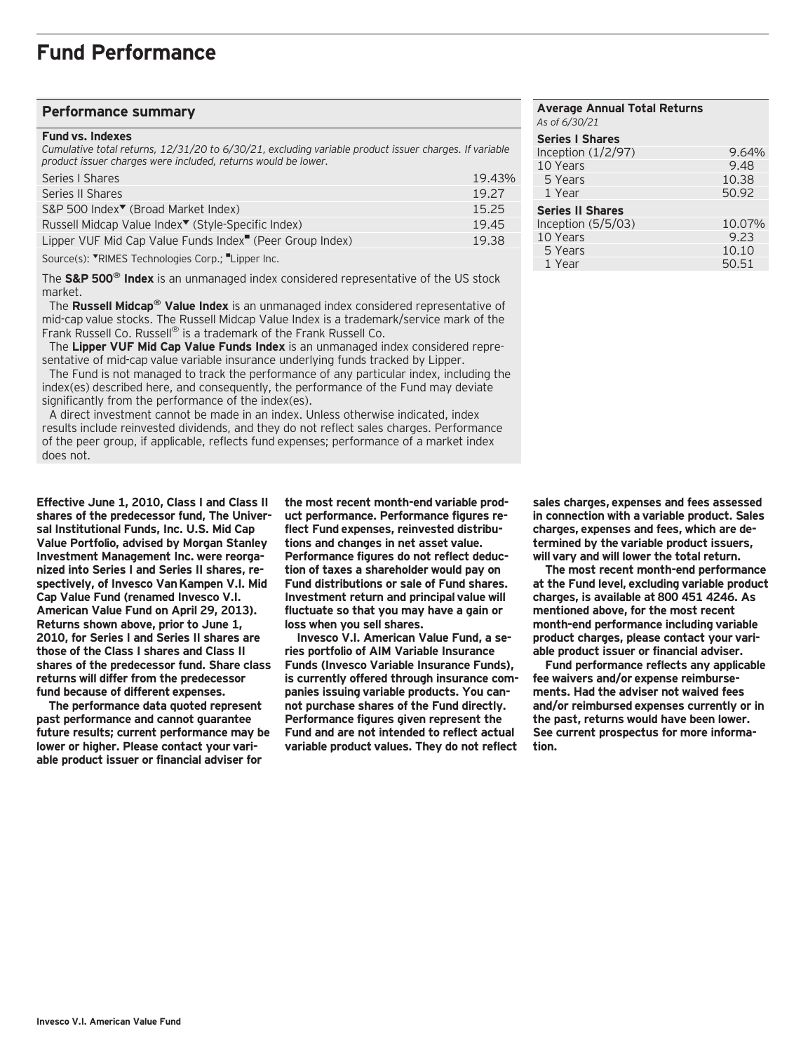# Fund Performance

## Performance summary

**Fund vs. Indexes**

*Cumulative total returns, 12/31/20 to 6/30/21, excluding variable product issuer charges. If variable product issuer charges were included, returns would be lower.*

| | |
|---|---|
| Series I Shares | 19.43% |
| Series II Shares | 19.27 |
| S&P 500 Index▼ (Broad Market Index) | 15.25 |
| Russell Midcap Value Index▼ (Style-Specific Index) | 19.45 |
| Lipper VUF Mid Cap Value Funds Index■ (Peer Group Index) | 19.38 |

Source(s): ▼RIMES Technologies Corp.; ■Lipper Inc.

The **S&P 500® Index** is an unmanaged index considered representative of the US stock market.

The **Russell Midcap® Value Index** is an unmanaged index considered representative of mid-cap value stocks. The Russell Midcap Value Index is a trademark/service mark of the Frank Russell Co. Russell® is a trademark of the Frank Russell Co.

The **Lipper VUF Mid Cap Value Funds Index** is an unmanaged index considered representative of mid-cap value variable insurance underlying funds tracked by Lipper.

The Fund is not managed to track the performance of any particular index, including the index(es) described here, and consequently, the performance of the Fund may deviate significantly from the performance of the index(es).

A direct investment cannot be made in an index. Unless otherwise indicated, index results include reinvested dividends, and they do not reflect sales charges. Performance of the peer group, if applicable, reflects fund expenses; performance of a market index does not.

**Average Annual Total Returns**

*As of 6/30/21*

| | |
|---|---|
| **Series I Shares** | |
| Inception (1/2/97) | 9.64% |
| 10 Years | 9.48 |
| 5 Years | 10.38 |
| 1 Year | 50.92 |
| **Series II Shares** | |
| Inception (5/5/03) | 10.07% |
| 10 Years | 9.23 |
| 5 Years | 10.10 |
| 1 Year | 50.51 |

**Effective June 1, 2010, Class I and Class II shares of the predecessor fund, The Universal Institutional Funds, Inc. U.S. Mid Cap Value Portfolio, advised by Morgan Stanley Investment Management Inc. were reorganized into Series I and Series II shares, respectively, of Invesco Van Kampen V.I. Mid Cap Value Fund (renamed Invesco V.I. American Value Fund on April 29, 2013). Returns shown above, prior to June 1, 2010, for Series I and Series II shares are those of the Class I shares and Class II shares of the predecessor fund. Share class returns will differ from the predecessor fund because of different expenses.**

**The performance data quoted represent past performance and cannot guarantee future results; current performance may be lower or higher. Please contact your variable product issuer or financial adviser for the most recent month-end variable product performance. Performance figures reflect Fund expenses, reinvested distributions and changes in net asset value. Performance figures do not reflect deduction of taxes a shareholder would pay on Fund distributions or sale of Fund shares. Investment return and principal value will fluctuate so that you may have a gain or loss when you sell shares.**

**Invesco V.I. American Value Fund, a series portfolio of AIM Variable Insurance Funds (Invesco Variable Insurance Funds), is currently offered through insurance companies issuing variable products. You cannot purchase shares of the Fund directly. Performance figures given represent the Fund and are not intended to reflect actual variable product values. They do not reflect sales charges, expenses and fees assessed in connection with a variable product. Sales charges, expenses and fees, which are determined by the variable product issuers, will vary and will lower the total return.**

**The most recent month-end performance at the Fund level, excluding variable product charges, is available at 800 451 4246. As mentioned above, for the most recent month-end performance including variable product charges, please contact your variable product issuer or financial adviser.**

**Fund performance reflects any applicable fee waivers and/or expense reimbursements. Had the adviser not waived fees and/or reimbursed expenses currently or in the past, returns would have been lower. See current prospectus for more information.**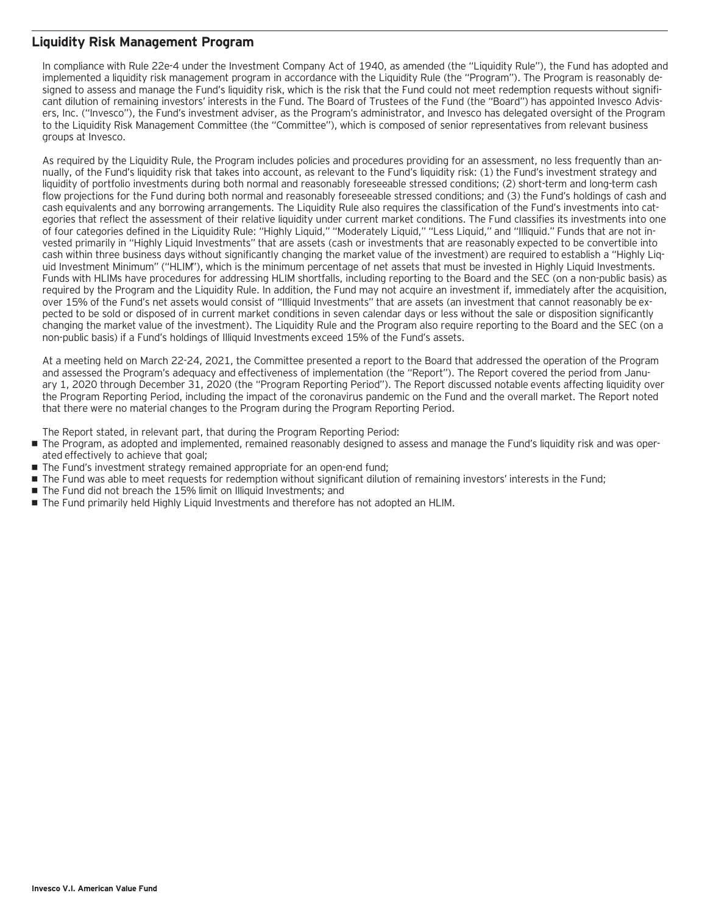## Liquidity Risk Management Program

In compliance with Rule 22e-4 under the Investment Company Act of 1940, as amended (the "Liquidity Rule"), the Fund has adopted and implemented a liquidity risk management program in accordance with the Liquidity Rule (the "Program"). The Program is reasonably designed to assess and manage the Fund's liquidity risk, which is the risk that the Fund could not meet redemption requests without significant dilution of remaining investors' interests in the Fund. The Board of Trustees of the Fund (the "Board") has appointed Invesco Advisers, Inc. ("Invesco"), the Fund's investment adviser, as the Program's administrator, and Invesco has delegated oversight of the Program to the Liquidity Risk Management Committee (the "Committee"), which is composed of senior representatives from relevant business groups at Invesco.

As required by the Liquidity Rule, the Program includes policies and procedures providing for an assessment, no less frequently than annually, of the Fund's liquidity risk that takes into account, as relevant to the Fund's liquidity risk: (1) the Fund's investment strategy and liquidity of portfolio investments during both normal and reasonably foreseeable stressed conditions; (2) short-term and long-term cash flow projections for the Fund during both normal and reasonably foreseeable stressed conditions; and (3) the Fund's holdings of cash and cash equivalents and any borrowing arrangements. The Liquidity Rule also requires the classification of the Fund's investments into categories that reflect the assessment of their relative liquidity under current market conditions. The Fund classifies its investments into one of four categories defined in the Liquidity Rule: "Highly Liquid," "Moderately Liquid," "Less Liquid," and "Illiquid." Funds that are not invested primarily in "Highly Liquid Investments" that are assets (cash or investments that are reasonably expected to be convertible into cash within three business days without significantly changing the market value of the investment) are required to establish a "Highly Liquid Investment Minimum" ("HLIM"), which is the minimum percentage of net assets that must be invested in Highly Liquid Investments. Funds with HLIMs have procedures for addressing HLIM shortfalls, including reporting to the Board and the SEC (on a non-public basis) as required by the Program and the Liquidity Rule. In addition, the Fund may not acquire an investment if, immediately after the acquisition, over 15% of the Fund's net assets would consist of "Illiquid Investments" that are assets (an investment that cannot reasonably be expected to be sold or disposed of in current market conditions in seven calendar days or less without the sale or disposition significantly changing the market value of the investment). The Liquidity Rule and the Program also require reporting to the Board and the SEC (on a non-public basis) if a Fund's holdings of Illiquid Investments exceed 15% of the Fund's assets.

At a meeting held on March 22-24, 2021, the Committee presented a report to the Board that addressed the operation of the Program and assessed the Program's adequacy and effectiveness of implementation (the "Report"). The Report covered the period from January 1, 2020 through December 31, 2020 (the "Program Reporting Period"). The Report discussed notable events affecting liquidity over the Program Reporting Period, including the impact of the coronavirus pandemic on the Fund and the overall market. The Report noted that there were no material changes to the Program during the Program Reporting Period.

The Report stated, in relevant part, that during the Program Reporting Period:

- The Program, as adopted and implemented, remained reasonably designed to assess and manage the Fund's liquidity risk and was operated effectively to achieve that goal;
- The Fund's investment strategy remained appropriate for an open-end fund;
- The Fund was able to meet requests for redemption without significant dilution of remaining investors' interests in the Fund;
- The Fund did not breach the 15% limit on Illiquid Investments; and
- The Fund primarily held Highly Liquid Investments and therefore has not adopted an HLIM.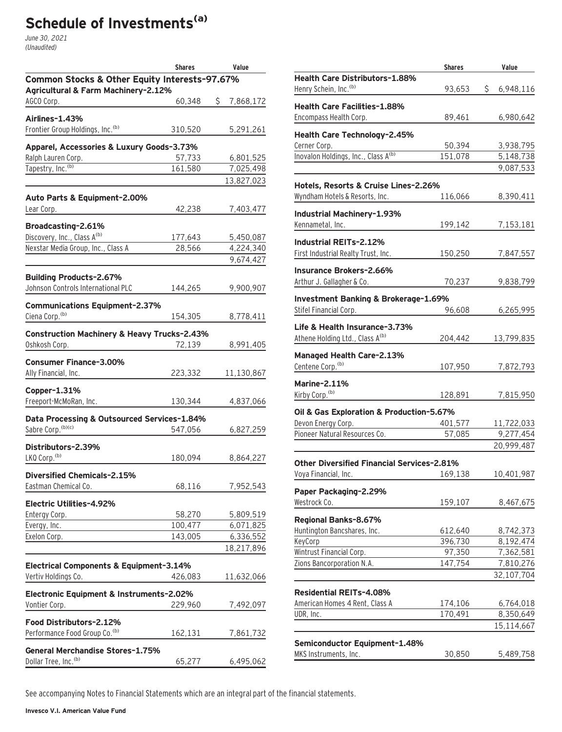# Schedule of Investments[(a)]

*June 30, 2021*
*(Unaudited)*

| | Shares | Value |
|---|---|---|
| **Common Stocks & Other Equity Interests-97.67%** | | |
| **Agricultural & Farm Machinery-2.12%** | | |
| AGCO Corp. | 60,348 | $ 7,868,172 |
| **Airlines-1.43%** | | |
| Frontier Group Holdings, Inc.[(b)] | 310,520 | 5,291,261 |
| **Apparel, Accessories & Luxury Goods-3.73%** | | |
| Ralph Lauren Corp. | 57,733 | 6,801,525 |
| Tapestry, Inc.[(b)] | 161,580 | 7,025,498 |
| | | 13,827,023 |
| **Auto Parts & Equipment-2.00%** | | |
| Lear Corp. | 42,238 | 7,403,477 |
| **Broadcasting-2.61%** | | |
| Discovery, Inc., Class A[(b)] | 177,643 | 5,450,087 |
| Nexstar Media Group, Inc., Class A | 28,566 | 4,224,340 |
| | | 9,674,427 |
| **Building Products-2.67%** | | |
| Johnson Controls International PLC | 144,265 | 9,900,907 |
| **Communications Equipment-2.37%** | | |
| Ciena Corp.[(b)] | 154,305 | 8,778,411 |
| **Construction Machinery & Heavy Trucks-2.43%** | | |
| Oshkosh Corp. | 72,139 | 8,991,405 |
| **Consumer Finance-3.00%** | | |
| Ally Financial, Inc. | 223,332 | 11,130,867 |
| **Copper-1.31%** | | |
| Freeport-McMoRan, Inc. | 130,344 | 4,837,066 |
| **Data Processing & Outsourced Services-1.84%** | | |
| Sabre Corp.[(b)(c)] | 547,056 | 6,827,259 |
| **Distributors-2.39%** | | |
| LKQ Corp.[(b)] | 180,094 | 8,864,227 |
| **Diversified Chemicals-2.15%** | | |
| Eastman Chemical Co. | 68,116 | 7,952,543 |
| **Electric Utilities-4.92%** | | |
| Entergy Corp. | 58,270 | 5,809,519 |
| Evergy, Inc. | 100,477 | 6,071,825 |
| Exelon Corp. | 143,005 | 6,336,552 |
| | | 18,217,896 |
| **Electrical Components & Equipment-3.14%** | | |
| Vertiv Holdings Co. | 426,083 | 11,632,066 |
| **Electronic Equipment & Instruments-2.02%** | | |
| Vontier Corp. | 229,960 | 7,492,097 |
| **Food Distributors-2.12%** | | |
| Performance Food Group Co.[(b)] | 162,131 | 7,861,732 |
| **General Merchandise Stores-1.75%** | | |
| Dollar Tree, Inc.[(b)] | 65,277 | 6,495,062 |
| **Health Care Distributors-1.88%** | | |
| Henry Schein, Inc.[(b)] | 93,653 | $ 6,948,116 |
| **Health Care Facilities-1.88%** | | |
| Encompass Health Corp. | 89,461 | 6,980,642 |
| **Health Care Technology-2.45%** | | |
| Cerner Corp. | 50,394 | 3,938,795 |
| Inovalon Holdings, Inc., Class A[(b)] | 151,078 | 5,148,738 |
| | | 9,087,533 |
| **Hotels, Resorts & Cruise Lines-2.26%** | | |
| Wyndham Hotels & Resorts, Inc. | 116,066 | 8,390,411 |
| **Industrial Machinery-1.93%** | | |
| Kennametal, Inc. | 199,142 | 7,153,181 |
| **Industrial REITs-2.12%** | | |
| First Industrial Realty Trust, Inc. | 150,250 | 7,847,557 |
| **Insurance Brokers-2.66%** | | |
| Arthur J. Gallagher & Co. | 70,237 | 9,838,799 |
| **Investment Banking & Brokerage-1.69%** | | |
| Stifel Financial Corp. | 96,608 | 6,265,995 |
| **Life & Health Insurance-3.73%** | | |
| Athene Holding Ltd., Class A[(b)] | 204,442 | 13,799,835 |
| **Managed Health Care-2.13%** | | |
| Centene Corp.[(b)] | 107,950 | 7,872,793 |
| **Marine-2.11%** | | |
| Kirby Corp.[(b)] | 128,891 | 7,815,950 |
| **Oil & Gas Exploration & Production-5.67%** | | |
| Devon Energy Corp. | 401,577 | 11,722,033 |
| Pioneer Natural Resources Co. | 57,085 | 9,277,454 |
| | | 20,999,487 |
| **Other Diversified Financial Services-2.81%** | | |
| Voya Financial, Inc. | 169,138 | 10,401,987 |
| **Paper Packaging-2.29%** | | |
| Westrock Co. | 159,107 | 8,467,675 |
| **Regional Banks-8.67%** | | |
| Huntington Bancshares, Inc. | 612,640 | 8,742,373 |
| KeyCorp | 396,730 | 8,192,474 |
| Wintrust Financial Corp. | 97,350 | 7,362,581 |
| Zions Bancorporation N.A. | 147,754 | 7,810,276 |
| | | 32,107,704 |
| **Residential REITs-4.08%** | | |
| American Homes 4 Rent, Class A | 174,106 | 6,764,018 |
| UDR, Inc. | 170,491 | 8,350,649 |
| | | 15,114,667 |
| **Semiconductor Equipment-1.48%** | | |
| MKS Instruments, Inc. | 30,850 | 5,489,758 |

See accompanying Notes to Financial Statements which are an integral part of the financial statements.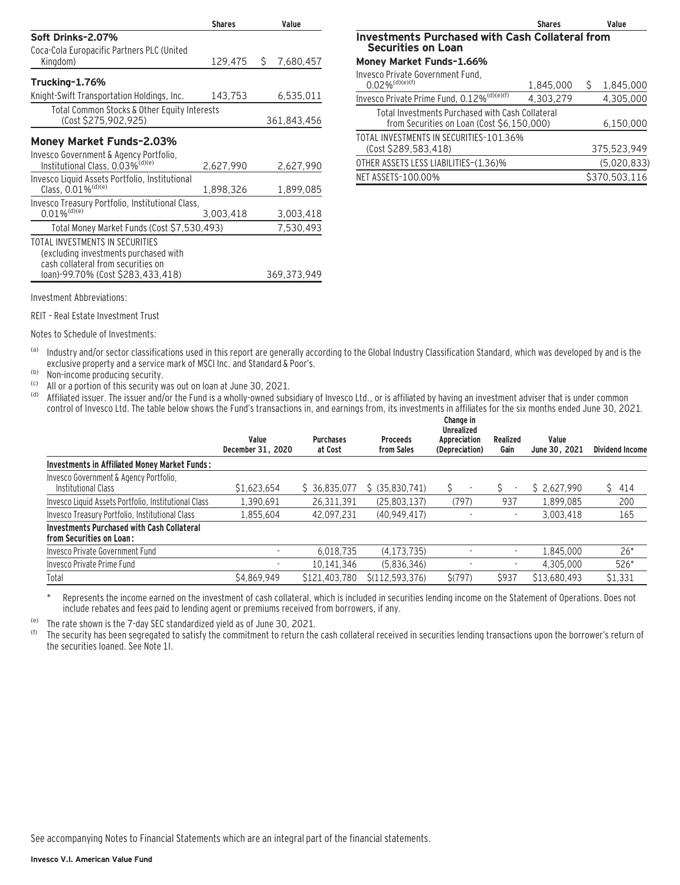| | Shares | Value |
|---|---|---|
| **Soft Drinks–2.07%** | | |
| Coca-Cola Europacific Partners PLC (United Kingdom) | 129,475 | $ 7,680,457 |
| **Trucking–1.76%** | | |
| Knight-Swift Transportation Holdings, Inc. | 143,753 | 6,535,011 |
| Total Common Stocks & Other Equity Interests (Cost $275,902,925) | | 361,843,456 |
| **Money Market Funds–2.03%** | | |
| Invesco Government & Agency Portfolio, Institutional Class, 0.03%[(d)(e)] | 2,627,990 | 2,627,990 |
| Invesco Liquid Assets Portfolio, Institutional Class, 0.01%[(d)(e)] | 1,898,326 | 1,899,085 |
| Invesco Treasury Portfolio, Institutional Class, 0.01%[(d)(e)] | 3,003,418 | 3,003,418 |
| Total Money Market Funds (Cost $7,530,493) | | 7,530,493 |
| TOTAL INVESTMENTS IN SECURITIES (excluding investments purchased with cash collateral from securities on loan)-99.70% (Cost $283,433,418) | | 369,373,949 |
| **Investments Purchased with Cash Collateral from Securities on Loan** | | |
| **Money Market Funds–1.66%** | | |
| Invesco Private Government Fund, 0.02%[(d)(e)(f)] | 1,845,000 | $ 1,845,000 |
| Invesco Private Prime Fund, 0.12%[(d)(e)(f)] | 4,303,279 | 4,305,000 |
| Total Investments Purchased with Cash Collateral from Securities on Loan (Cost $6,150,000) | | 6,150,000 |
| TOTAL INVESTMENTS IN SECURITIES–101.36% (Cost $289,583,418) | | 375,523,949 |
| OTHER ASSETS LESS LIABILITIES–(1.36)% | | (5,020,833) |
| NET ASSETS–100.00% | | $370,503,116 |

Investment Abbreviations:

REIT – Real Estate Investment Trust

Notes to Schedule of Investments:

(a) Industry and/or sector classifications used in this report are generally according to the Global Industry Classification Standard, which was developed by and is the exclusive property and a service mark of MSCI Inc. and Standard & Poor's.

(b) Non-income producing security.

(c) All or a portion of this security was out on loan at June 30, 2021.

(d) Affiliated issuer. The issuer and/or the Fund is a wholly-owned subsidiary of Invesco Ltd., or is affiliated by having an investment adviser that is under common control of Invesco Ltd. The table below shows the Fund's transactions in, and earnings from, its investments in affiliates for the six months ended June 30, 2021.

| | Value December 31, 2020 | Purchases at Cost | Proceeds from Sales | Change in Unrealized Appreciation (Depreciation) | Realized Gain | Value June 30, 2021 | Dividend Income |
|---|---|---|---|---|---|---|---|
| **Investments in Affiliated Money Market Funds:** | | | | | | | |
| Invesco Government & Agency Portfolio, Institutional Class | $1,623,654 | $ 36,835,077 | $ (35,830,741) | $ - | $ - | $ 2,627,990 | $ 414 |
| Invesco Liquid Assets Portfolio, Institutional Class | 1,390,691 | 26,311,391 | (25,803,137) | (797) | 937 | 1,899,085 | 200 |
| Invesco Treasury Portfolio, Institutional Class | 1,855,604 | 42,097,231 | (40,949,417) | - | - | 3,003,418 | 165 |
| **Investments Purchased with Cash Collateral from Securities on Loan:** | | | | | | | |
| Invesco Private Government Fund | - | 6,018,735 | (4,173,735) | - | - | 1,845,000 | 26* |
| Invesco Private Prime Fund | - | 10,141,346 | (5,836,346) | - | - | 4,305,000 | 526* |
| Total | $4,869,949 | $121,403,780 | $(112,593,376) | $(797) | $937 | $13,680,493 | $1,331 |

\* Represents the income earned on the investment of cash collateral, which is included in securities lending income on the Statement of Operations. Does not include rebates and fees paid to lending agent or premiums received from borrowers, if any.

(e) The rate shown is the 7-day SEC standardized yield as of June 30, 2021.

(f) The security has been segregated to satisfy the commitment to return the cash collateral received in securities lending transactions upon the borrower's return of the securities loaned. See Note 1I.

See accompanying Notes to Financial Statements which are an integral part of the financial statements.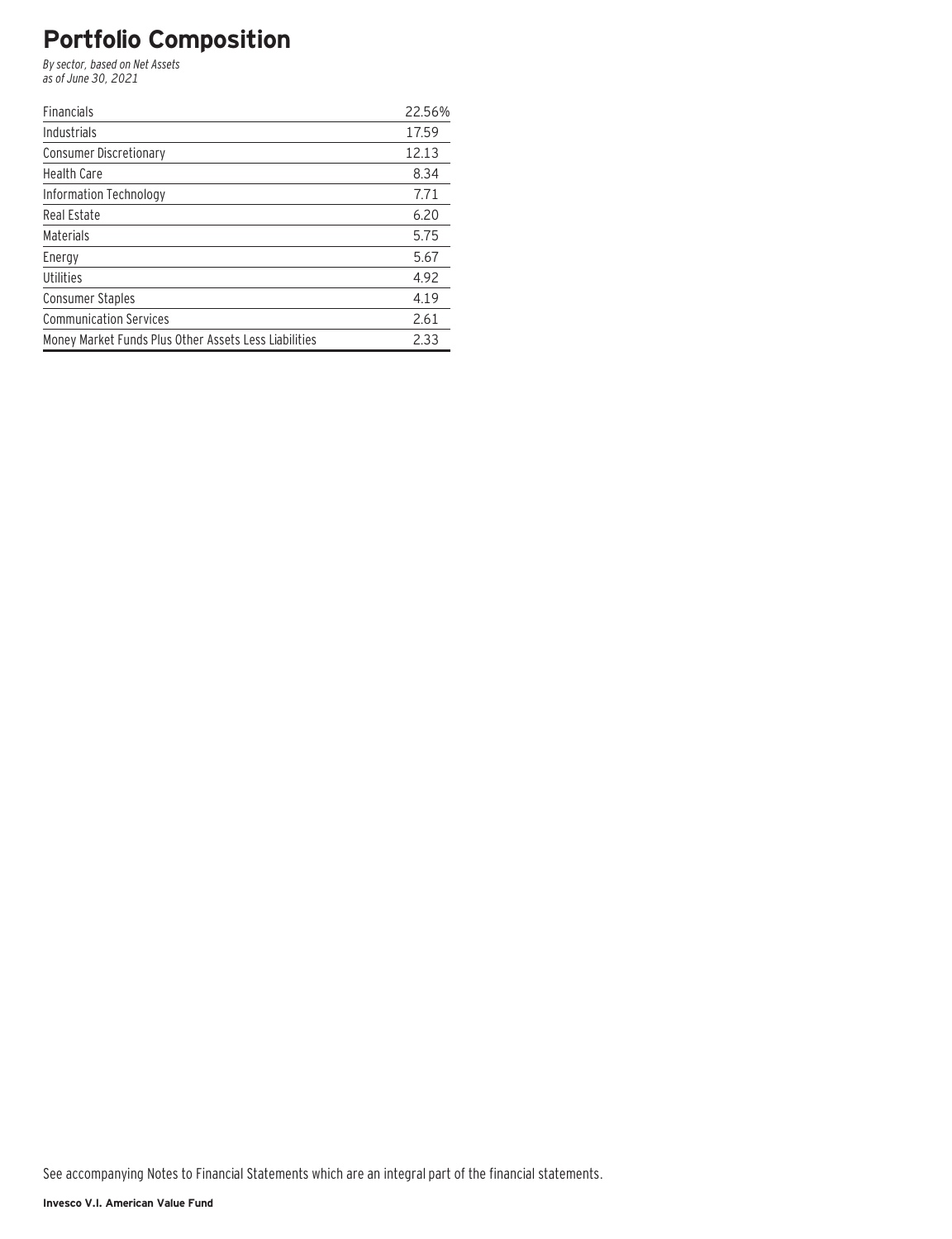# Portfolio Composition

*By sector, based on Net Assets*
*as of June 30, 2021*

| | |
|---|---|
| Financials | 22.56% |
| Industrials | 17.59 |
| Consumer Discretionary | 12.13 |
| Health Care | 8.34 |
| Information Technology | 7.71 |
| Real Estate | 6.20 |
| Materials | 5.75 |
| Energy | 5.67 |
| Utilities | 4.92 |
| Consumer Staples | 4.19 |
| Communication Services | 2.61 |
| Money Market Funds Plus Other Assets Less Liabilities | 2.33 |

See accompanying Notes to Financial Statements which are an integral part of the financial statements.

**Invesco V.I. American Value Fund**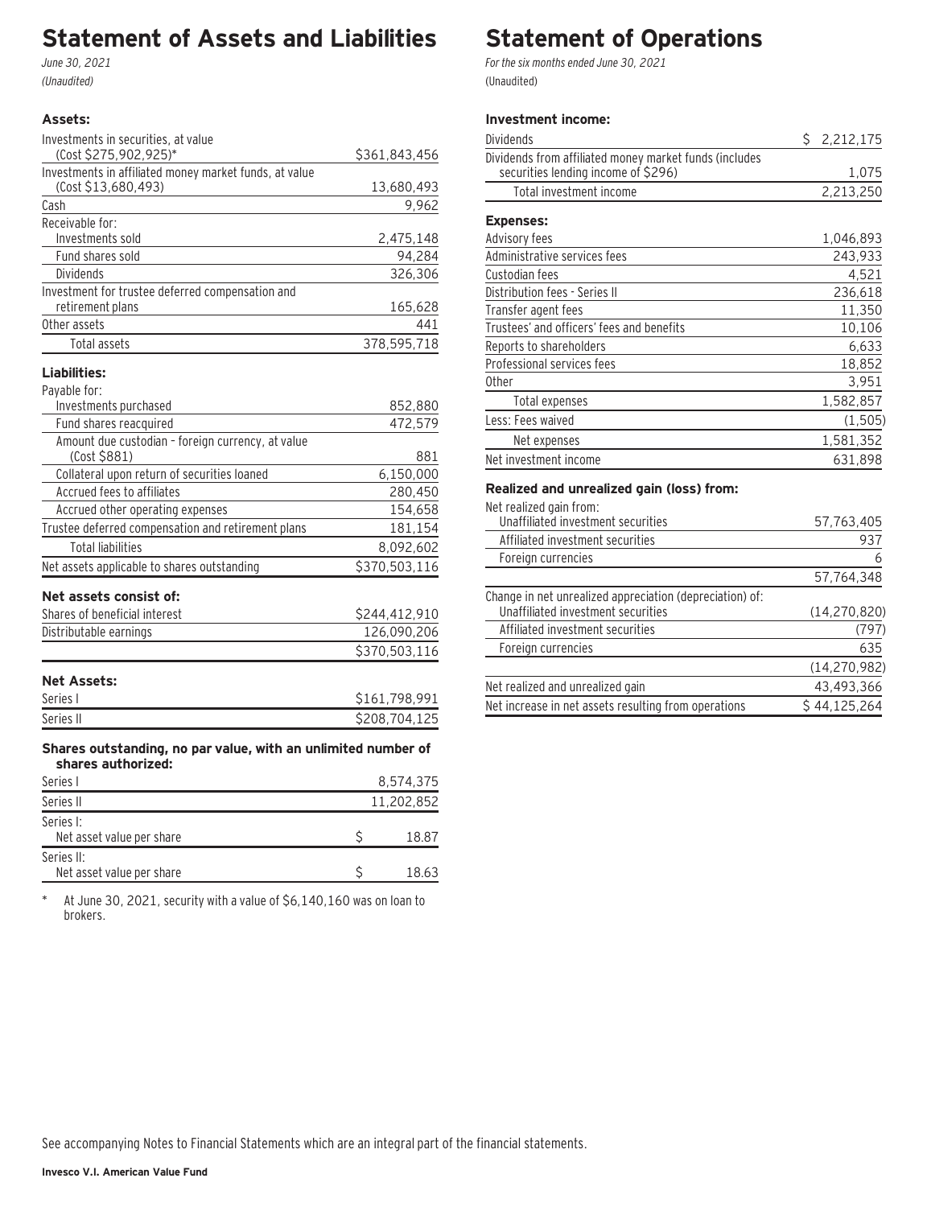# Statement of Assets and Liabilities

*June 30, 2021*

*(Unaudited)*

| | |
|---|---|
| **Assets:** | |
| Investments in securities, at value (Cost $275,902,925)* | $361,843,456 |
| Investments in affiliated money market funds, at value (Cost $13,680,493) | 13,680,493 |
| Cash | 9,962 |
| Receivable for: | |
| Investments sold | 2,475,148 |
| Fund shares sold | 94,284 |
| Dividends | 326,306 |
| Investment for trustee deferred compensation and retirement plans | 165,628 |
| Other assets | 441 |
| Total assets | 378,595,718 |
| **Liabilities:** | |
| Payable for: | |
| Investments purchased | 852,880 |
| Fund shares reacquired | 472,579 |
| Amount due custodian - foreign currency, at value (Cost $881) | 881 |
| Collateral upon return of securities loaned | 6,150,000 |
| Accrued fees to affiliates | 280,450 |
| Accrued other operating expenses | 154,658 |
| Trustee deferred compensation and retirement plans | 181,154 |
| Total liabilities | 8,092,602 |
| Net assets applicable to shares outstanding | $370,503,116 |
| **Net assets consist of:** | |
| Shares of beneficial interest | $244,412,910 |
| Distributable earnings | 126,090,206 |
| | $370,503,116 |
| **Net Assets:** | |
| Series I | $161,798,991 |
| Series II | $208,704,125 |
| **Shares outstanding, no par value, with an unlimited number of shares authorized:** | |
| Series I | 8,574,375 |
| Series II | 11,202,852 |
| Series I: Net asset value per share | $ 18.87 |
| Series II: Net asset value per share | $ 18.63 |

\* At June 30, 2021, security with a value of $6,140,160 was on loan to brokers.

# Statement of Operations

*For the six months ended June 30, 2021*

(Unaudited)

| | |
|---|---|
| **Investment income:** | |
| Dividends | $ 2,212,175 |
| Dividends from affiliated money market funds (includes securities lending income of $296) | 1,075 |
| Total investment income | 2,213,250 |
| **Expenses:** | |
| Advisory fees | 1,046,893 |
| Administrative services fees | 243,933 |
| Custodian fees | 4,521 |
| Distribution fees - Series II | 236,618 |
| Transfer agent fees | 11,350 |
| Trustees' and officers' fees and benefits | 10,106 |
| Reports to shareholders | 6,633 |
| Professional services fees | 18,852 |
| Other | 3,951 |
| Total expenses | 1,582,857 |
| Less: Fees waived | (1,505) |
| Net expenses | 1,581,352 |
| Net investment income | 631,898 |
| **Realized and unrealized gain (loss) from:** | |
| Net realized gain from: | |
| Unaffiliated investment securities | 57,763,405 |
| Affiliated investment securities | 937 |
| Foreign currencies | 6 |
| | 57,764,348 |
| Change in net unrealized appreciation (depreciation) of: | |
| Unaffiliated investment securities | (14,270,820) |
| Affiliated investment securities | (797) |
| Foreign currencies | 635 |
| | (14,270,982) |
| Net realized and unrealized gain | 43,493,366 |
| Net increase in net assets resulting from operations | $ 44,125,264 |

See accompanying Notes to Financial Statements which are an integral part of the financial statements.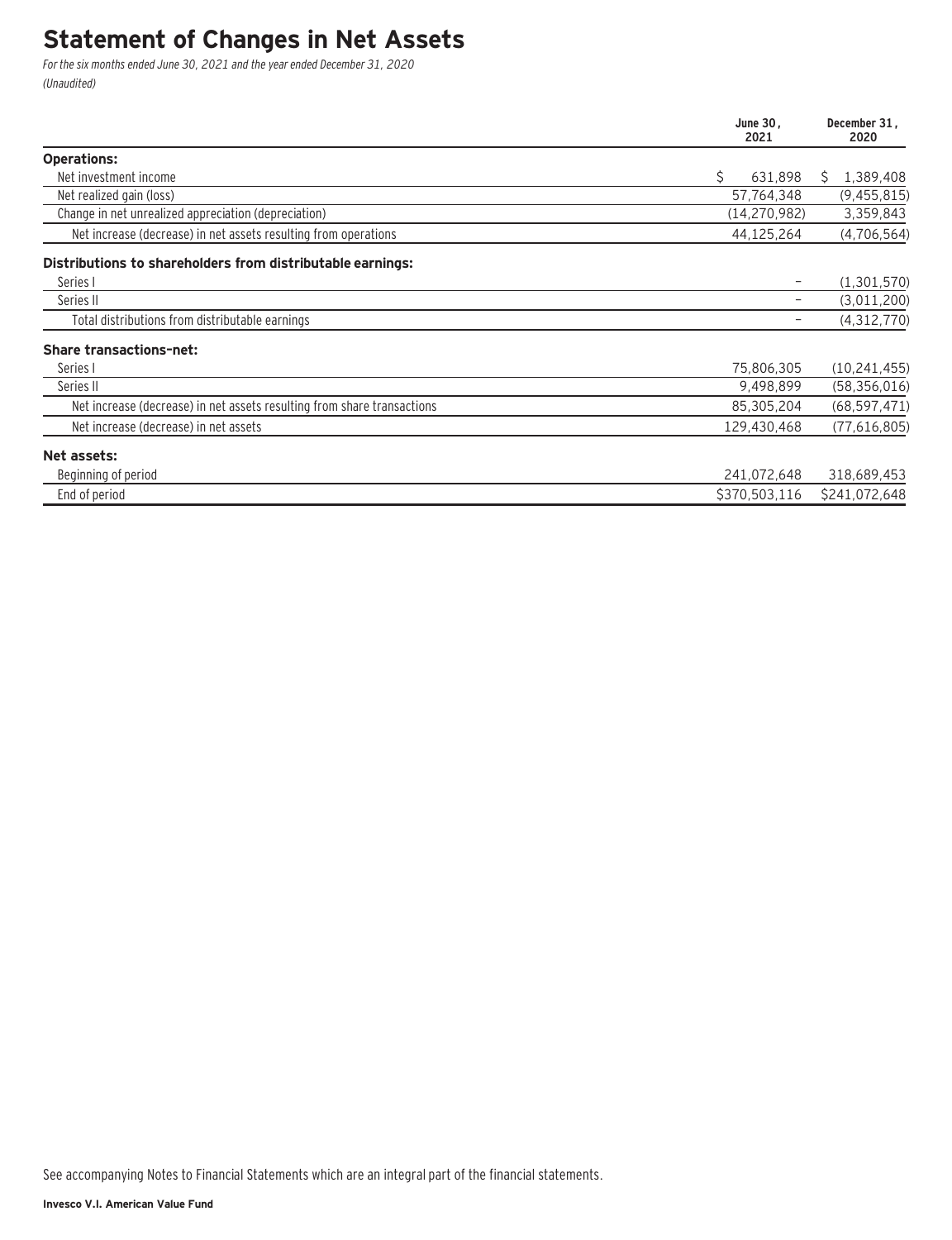# Statement of Changes in Net Assets

*For the six months ended June 30, 2021 and the year ended December 31, 2020*
*(Unaudited)*

| | June 30, 2021 | December 31, 2020 |
|---|---|---|
| **Operations:** | | |
| Net investment income | $ 631,898 | $ 1,389,408 |
| Net realized gain (loss) | 57,764,348 | (9,455,815) |
| Change in net unrealized appreciation (depreciation) | (14,270,982) | 3,359,843 |
| Net increase (decrease) in net assets resulting from operations | 44,125,264 | (4,706,564) |
| **Distributions to shareholders from distributable earnings:** | | |
| Series I | – | (1,301,570) |
| Series II | – | (3,011,200) |
| Total distributions from distributable earnings | – | (4,312,770) |
| **Share transactions–net:** | | |
| Series I | 75,806,305 | (10,241,455) |
| Series II | 9,498,899 | (58,356,016) |
| Net increase (decrease) in net assets resulting from share transactions | 85,305,204 | (68,597,471) |
| Net increase (decrease) in net assets | 129,430,468 | (77,616,805) |
| **Net assets:** | | |
| Beginning of period | 241,072,648 | 318,689,453 |
| End of period | $370,503,116 | $241,072,648 |

See accompanying Notes to Financial Statements which are an integral part of the financial statements.

**Invesco V.I. American Value Fund**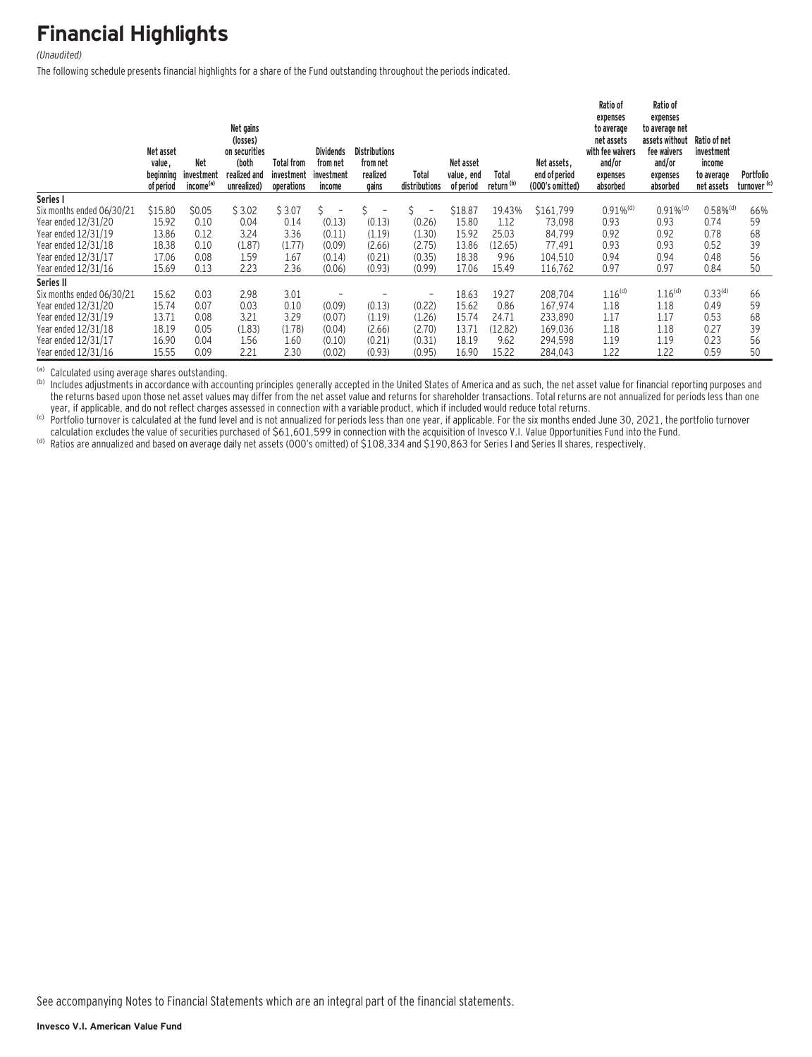# Financial Highlights

*(Unaudited)*

The following schedule presents financial highlights for a share of the Fund outstanding throughout the periods indicated.

| | Net asset value, beginning of period | Net investment income[(a)] | Net gains (losses) on securities (both realized and unrealized) | Total from investment operations | Dividends from net investment income | Distributions from net realized gains | Total distributions | Net asset value, end of period | Total return [(b)] | Net assets, end of period (000's omitted) | Ratio of expenses to average net assets with fee waivers and/or expenses absorbed | Ratio of expenses to average net assets without fee waivers and/or expenses absorbed | Ratio of net investment income to average net assets | Portfolio turnover [(c)] |
|---|---|---|---|---|---|---|---|---|---|---|---|---|---|---|
| **Series I** | | | | | | | | | | | | | | |
| Six months ended 06/30/21 | $15.80 | $0.05 | $ 3.02 | $ 3.07 | $ – | $ – | $ – | $18.87 | 19.43% | $161,799 | 0.91%[(d)] | 0.91%[(d)] | 0.58%[(d)] | 66% |
| Year ended 12/31/20 | 15.92 | 0.10 | 0.04 | 0.14 | (0.13) | (0.13) | (0.26) | 15.80 | 1.12 | 73,098 | 0.93 | 0.93 | 0.74 | 59 |
| Year ended 12/31/19 | 13.86 | 0.12 | 3.24 | 3.36 | (0.11) | (1.19) | (1.30) | 15.92 | 25.03 | 84,799 | 0.92 | 0.92 | 0.78 | 68 |
| Year ended 12/31/18 | 18.38 | 0.10 | (1.87) | (1.77) | (0.09) | (2.66) | (2.75) | 13.86 | (12.65) | 77,491 | 0.93 | 0.93 | 0.52 | 39 |
| Year ended 12/31/17 | 17.06 | 0.08 | 1.59 | 1.67 | (0.14) | (0.21) | (0.35) | 18.38 | 9.96 | 104,510 | 0.94 | 0.94 | 0.48 | 56 |
| Year ended 12/31/16 | 15.69 | 0.13 | 2.23 | 2.36 | (0.06) | (0.93) | (0.99) | 17.06 | 15.49 | 116,762 | 0.97 | 0.97 | 0.84 | 50 |
| **Series II** | | | | | | | | | | | | | | |
| Six months ended 06/30/21 | 15.62 | 0.03 | 2.98 | 3.01 | – | – | – | 18.63 | 19.27 | 208,704 | 1.16[(d)] | 1.16[(d)] | 0.33[(d)] | 66 |
| Year ended 12/31/20 | 15.74 | 0.07 | 0.03 | 0.10 | (0.09) | (0.13) | (0.22) | 15.62 | 0.86 | 167,974 | 1.18 | 1.18 | 0.49 | 59 |
| Year ended 12/31/19 | 13.71 | 0.08 | 3.21 | 3.29 | (0.07) | (1.19) | (1.26) | 15.74 | 24.71 | 233,890 | 1.17 | 1.17 | 0.53 | 68 |
| Year ended 12/31/18 | 18.19 | 0.05 | (1.83) | (1.78) | (0.04) | (2.66) | (2.70) | 13.71 | (12.82) | 169,036 | 1.18 | 1.18 | 0.27 | 39 |
| Year ended 12/31/17 | 16.90 | 0.04 | 1.56 | 1.60 | (0.10) | (0.21) | (0.31) | 18.19 | 9.62 | 294,598 | 1.19 | 1.19 | 0.23 | 56 |
| Year ended 12/31/16 | 15.55 | 0.09 | 2.21 | 2.30 | (0.02) | (0.93) | (0.95) | 16.90 | 15.22 | 284,043 | 1.22 | 1.22 | 0.59 | 50 |

(a) Calculated using average shares outstanding.

(b) Includes adjustments in accordance with accounting principles generally accepted in the United States of America and as such, the net asset value for financial reporting purposes and the returns based upon those net asset values may differ from the net asset value and returns for shareholder transactions. Total returns are not annualized for periods less than one year, if applicable, and do not reflect charges assessed in connection with a variable product, which if included would reduce total returns.

(c) Portfolio turnover is calculated at the fund level and is not annualized for periods less than one year, if applicable. For the six months ended June 30, 2021, the portfolio turnover calculation excludes the value of securities purchased of $61,601,599 in connection with the acquisition of Invesco V.I. Value Opportunities Fund into the Fund.

(d) Ratios are annualized and based on average daily net assets (000's omitted) of $108,334 and $190,863 for Series I and Series II shares, respectively.

See accompanying Notes to Financial Statements which are an integral part of the financial statements.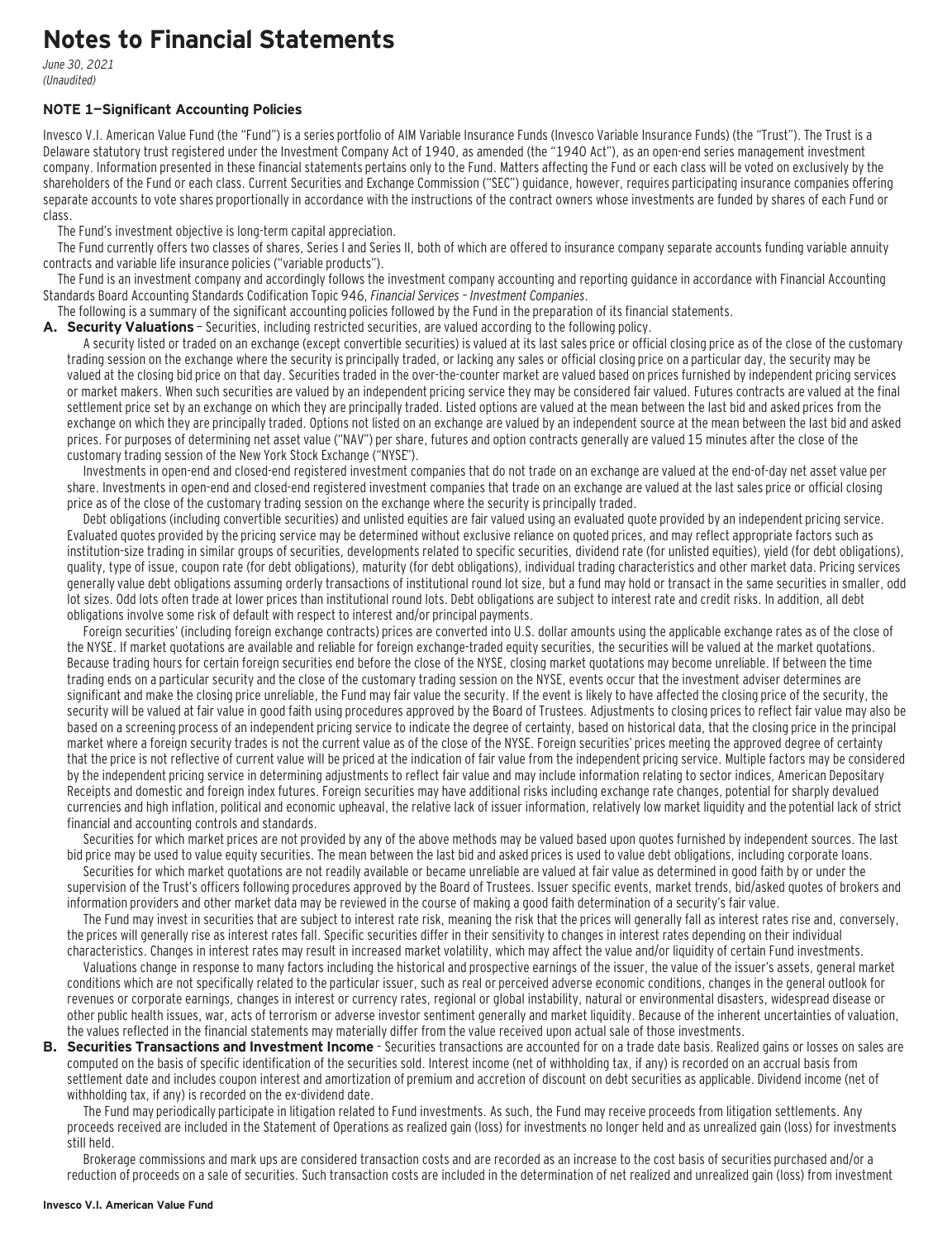# Notes to Financial Statements

*June 30, 2021*
*(Unaudited)*

### NOTE 1—Significant Accounting Policies

Invesco V.I. American Value Fund (the "Fund") is a series portfolio of AIM Variable Insurance Funds (Invesco Variable Insurance Funds) (the "Trust"). The Trust is a Delaware statutory trust registered under the Investment Company Act of 1940, as amended (the "1940 Act"), as an open-end series management investment company. Information presented in these financial statements pertains only to the Fund. Matters affecting the Fund or each class will be voted on exclusively by the shareholders of the Fund or each class. Current Securities and Exchange Commission ("SEC") guidance, however, requires participating insurance companies offering separate accounts to vote shares proportionally in accordance with the instructions of the contract owners whose investments are funded by shares of each Fund or class.

The Fund's investment objective is long-term capital appreciation.

The Fund currently offers two classes of shares, Series I and Series II, both of which are offered to insurance company separate accounts funding variable annuity contracts and variable life insurance policies ("variable products").

The Fund is an investment company and accordingly follows the investment company accounting and reporting guidance in accordance with Financial Accounting Standards Board Accounting Standards Codification Topic 946, *Financial Services – Investment Companies*.

The following is a summary of the significant accounting policies followed by the Fund in the preparation of its financial statements.

**A. Security Valuations** – Securities, including restricted securities, are valued according to the following policy.

A security listed or traded on an exchange (except convertible securities) is valued at its last sales price or official closing price as of the close of the customary trading session on the exchange where the security is principally traded, or lacking any sales or official closing price on a particular day, the security may be valued at the closing bid price on that day. Securities traded in the over-the-counter market are valued based on prices furnished by independent pricing services or market makers. When such securities are valued by an independent pricing service they may be considered fair valued. Futures contracts are valued at the final settlement price set by an exchange on which they are principally traded. Listed options are valued at the mean between the last bid and asked prices from the exchange on which they are principally traded. Options not listed on an exchange are valued by an independent source at the mean between the last bid and asked prices. For purposes of determining net asset value ("NAV") per share, futures and option contracts generally are valued 15 minutes after the close of the customary trading session of the New York Stock Exchange ("NYSE").

Investments in open-end and closed-end registered investment companies that do not trade on an exchange are valued at the end-of-day net asset value per share. Investments in open-end and closed-end registered investment companies that trade on an exchange are valued at the last sales price or official closing price as of the close of the customary trading session on the exchange where the security is principally traded.

Debt obligations (including convertible securities) and unlisted equities are fair valued using an evaluated quote provided by an independent pricing service. Evaluated quotes provided by the pricing service may be determined without exclusive reliance on quoted prices, and may reflect appropriate factors such as institution-size trading in similar groups of securities, developments related to specific securities, dividend rate (for unlisted equities), yield (for debt obligations), quality, type of issue, coupon rate (for debt obligations), maturity (for debt obligations), individual trading characteristics and other market data. Pricing services generally value debt obligations assuming orderly transactions of institutional round lot size, but a fund may hold or transact in the same securities in smaller, odd lot sizes. Odd lots often trade at lower prices than institutional round lots. Debt obligations are subject to interest rate and credit risks. In addition, all debt obligations involve some risk of default with respect to interest and/or principal payments.

Foreign securities' (including foreign exchange contracts) prices are converted into U.S. dollar amounts using the applicable exchange rates as of the close of the NYSE. If market quotations are available and reliable for foreign exchange-traded equity securities, the securities will be valued at the market quotations. Because trading hours for certain foreign securities end before the close of the NYSE, closing market quotations may become unreliable. If between the time trading ends on a particular security and the close of the customary trading session on the NYSE, events occur that the investment adviser determines are significant and make the closing price unreliable, the Fund may fair value the security. If the event is likely to have affected the closing price of the security, the security will be valued at fair value in good faith using procedures approved by the Board of Trustees. Adjustments to closing prices to reflect fair value may also be based on a screening process of an independent pricing service to indicate the degree of certainty, based on historical data, that the closing price in the principal market where a foreign security trades is not the current value as of the close of the NYSE. Foreign securities' prices meeting the approved degree of certainty that the price is not reflective of current value will be priced at the indication of fair value from the independent pricing service. Multiple factors may be considered by the independent pricing service in determining adjustments to reflect fair value and may include information relating to sector indices, American Depositary Receipts and domestic and foreign index futures. Foreign securities may have additional risks including exchange rate changes, potential for sharply devalued currencies and high inflation, political and economic upheaval, the relative lack of issuer information, relatively low market liquidity and the potential lack of strict financial and accounting controls and standards.

Securities for which market prices are not provided by any of the above methods may be valued based upon quotes furnished by independent sources. The last bid price may be used to value equity securities. The mean between the last bid and asked prices is used to value debt obligations, including corporate loans.

Securities for which market quotations are not readily available or became unreliable are valued at fair value as determined in good faith by or under the supervision of the Trust's officers following procedures approved by the Board of Trustees. Issuer specific events, market trends, bid/asked quotes of brokers and information providers and other market data may be reviewed in the course of making a good faith determination of a security's fair value.

The Fund may invest in securities that are subject to interest rate risk, meaning the risk that the prices will generally fall as interest rates rise and, conversely, the prices will generally rise as interest rates fall. Specific securities differ in their sensitivity to changes in interest rates depending on their individual characteristics. Changes in interest rates may result in increased market volatility, which may affect the value and/or liquidity of certain Fund investments.

Valuations change in response to many factors including the historical and prospective earnings of the issuer, the value of the issuer's assets, general market conditions which are not specifically related to the particular issuer, such as real or perceived adverse economic conditions, changes in the general outlook for revenues or corporate earnings, changes in interest or currency rates, regional or global instability, natural or environmental disasters, widespread disease or other public health issues, war, acts of terrorism or adverse investor sentiment generally and market liquidity. Because of the inherent uncertainties of valuation, the values reflected in the financial statements may materially differ from the value received upon actual sale of those investments.

**B. Securities Transactions and Investment Income** – Securities transactions are accounted for on a trade date basis. Realized gains or losses on sales are computed on the basis of specific identification of the securities sold. Interest income (net of withholding tax, if any) is recorded on an accrual basis from settlement date and includes coupon interest and amortization of premium and accretion of discount on debt securities as applicable. Dividend income (net of withholding tax, if any) is recorded on the ex-dividend date.

The Fund may periodically participate in litigation related to Fund investments. As such, the Fund may receive proceeds from litigation settlements. Any proceeds received are included in the Statement of Operations as realized gain (loss) for investments no longer held and as unrealized gain (loss) for investments still held.

Brokerage commissions and mark ups are considered transaction costs and are recorded as an increase to the cost basis of securities purchased and/or a reduction of proceeds on a sale of securities. Such transaction costs are included in the determination of net realized and unrealized gain (loss) from investment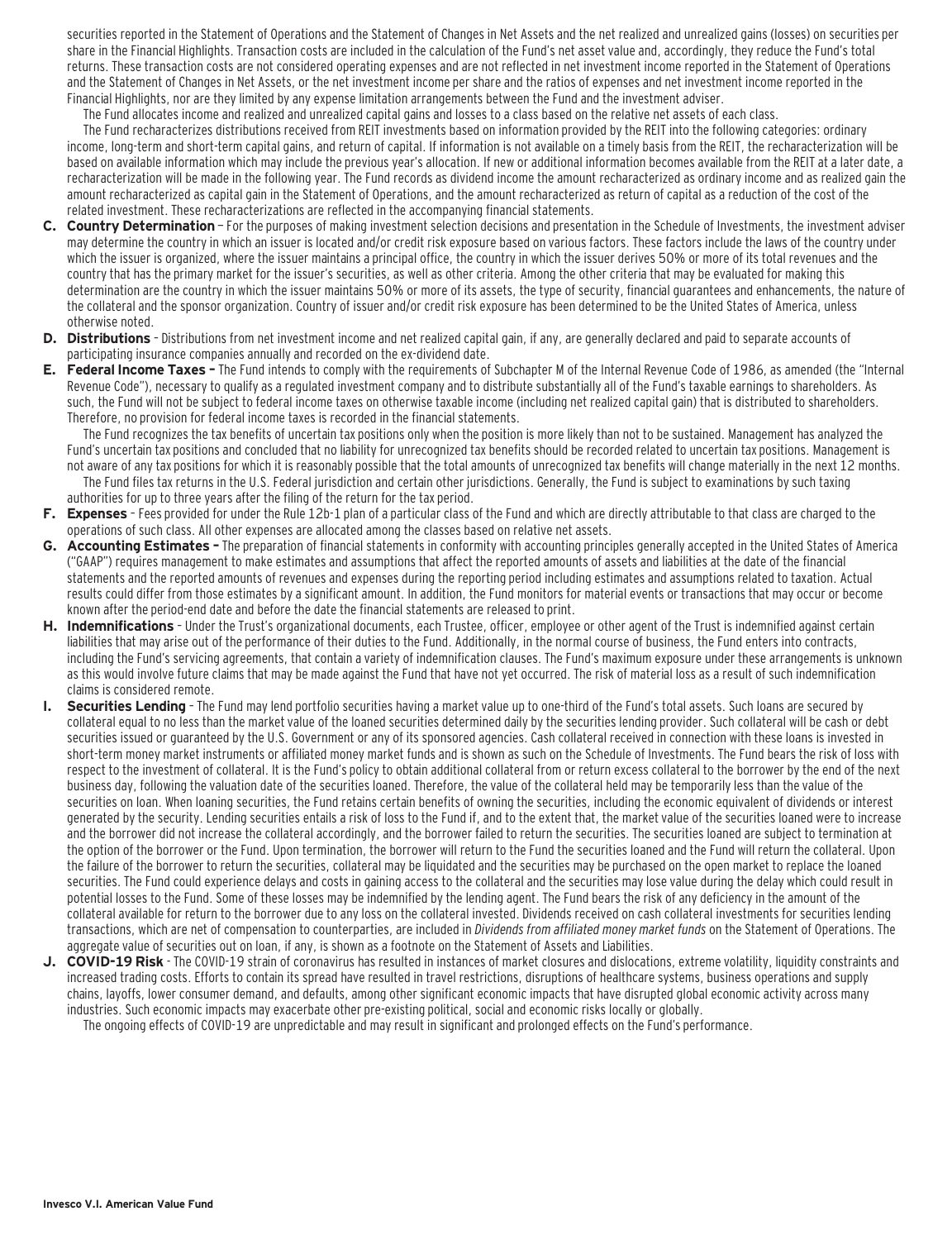securities reported in the Statement of Operations and the Statement of Changes in Net Assets and the net realized and unrealized gains (losses) on securities per share in the Financial Highlights. Transaction costs are included in the calculation of the Fund's net asset value and, accordingly, they reduce the Fund's total returns. These transaction costs are not considered operating expenses and are not reflected in net investment income reported in the Statement of Operations and the Statement of Changes in Net Assets, or the net investment income per share and the ratios of expenses and net investment income reported in the Financial Highlights, nor are they limited by any expense limitation arrangements between the Fund and the investment adviser.

The Fund allocates income and realized and unrealized capital gains and losses to a class based on the relative net assets of each class.

The Fund recharacterizes distributions received from REIT investments based on information provided by the REIT into the following categories: ordinary income, long-term and short-term capital gains, and return of capital. If information is not available on a timely basis from the REIT, the recharacterization will be based on available information which may include the previous year's allocation. If new or additional information becomes available from the REIT at a later date, a recharacterization will be made in the following year. The Fund records as dividend income the amount recharacterized as ordinary income and as realized gain the amount recharacterized as capital gain in the Statement of Operations, and the amount recharacterized as return of capital as a reduction of the cost of the related investment. These recharacterizations are reflected in the accompanying financial statements.

**C. Country Determination** – For the purposes of making investment selection decisions and presentation in the Schedule of Investments, the investment adviser may determine the country in which an issuer is located and/or credit risk exposure based on various factors. These factors include the laws of the country under which the issuer is organized, where the issuer maintains a principal office, the country in which the issuer derives 50% or more of its total revenues and the country that has the primary market for the issuer's securities, as well as other criteria. Among the other criteria that may be evaluated for making this determination are the country in which the issuer maintains 50% or more of its assets, the type of security, financial guarantees and enhancements, the nature of the collateral and the sponsor organization. Country of issuer and/or credit risk exposure has been determined to be the United States of America, unless otherwise noted.

**D. Distributions** – Distributions from net investment income and net realized capital gain, if any, are generally declared and paid to separate accounts of participating insurance companies annually and recorded on the ex-dividend date.

**E. Federal Income Taxes –** The Fund intends to comply with the requirements of Subchapter M of the Internal Revenue Code of 1986, as amended (the "Internal Revenue Code"), necessary to qualify as a regulated investment company and to distribute substantially all of the Fund's taxable earnings to shareholders. As such, the Fund will not be subject to federal income taxes on otherwise taxable income (including net realized capital gain) that is distributed to shareholders. Therefore, no provision for federal income taxes is recorded in the financial statements.

The Fund recognizes the tax benefits of uncertain tax positions only when the position is more likely than not to be sustained. Management has analyzed the Fund's uncertain tax positions and concluded that no liability for unrecognized tax benefits should be recorded related to uncertain tax positions. Management is not aware of any tax positions for which it is reasonably possible that the total amounts of unrecognized tax benefits will change materially in the next 12 months.

The Fund files tax returns in the U.S. Federal jurisdiction and certain other jurisdictions. Generally, the Fund is subject to examinations by such taxing authorities for up to three years after the filing of the return for the tax period.

**F. Expenses** – Fees provided for under the Rule 12b-1 plan of a particular class of the Fund and which are directly attributable to that class are charged to the operations of such class. All other expenses are allocated among the classes based on relative net assets.

**G. Accounting Estimates –** The preparation of financial statements in conformity with accounting principles generally accepted in the United States of America ("GAAP") requires management to make estimates and assumptions that affect the reported amounts of assets and liabilities at the date of the financial statements and the reported amounts of revenues and expenses during the reporting period including estimates and assumptions related to taxation. Actual results could differ from those estimates by a significant amount. In addition, the Fund monitors for material events or transactions that may occur or become known after the period-end date and before the date the financial statements are released to print.

**H. Indemnifications** – Under the Trust's organizational documents, each Trustee, officer, employee or other agent of the Trust is indemnified against certain liabilities that may arise out of the performance of their duties to the Fund. Additionally, in the normal course of business, the Fund enters into contracts, including the Fund's servicing agreements, that contain a variety of indemnification clauses. The Fund's maximum exposure under these arrangements is unknown as this would involve future claims that may be made against the Fund that have not yet occurred. The risk of material loss as a result of such indemnification claims is considered remote.

**I. Securities Lending** – The Fund may lend portfolio securities having a market value up to one-third of the Fund's total assets. Such loans are secured by collateral equal to no less than the market value of the loaned securities determined daily by the securities lending provider. Such collateral will be cash or debt securities issued or guaranteed by the U.S. Government or any of its sponsored agencies. Cash collateral received in connection with these loans is invested in short-term money market instruments or affiliated money market funds and is shown as such on the Schedule of Investments. The Fund bears the risk of loss with respect to the investment of collateral. It is the Fund's policy to obtain additional collateral from or return excess collateral to the borrower by the end of the next business day, following the valuation date of the securities loaned. Therefore, the value of the collateral held may be temporarily less than the value of the securities on loan. When loaning securities, the Fund retains certain benefits of owning the securities, including the economic equivalent of dividends or interest generated by the security. Lending securities entails a risk of loss to the Fund if, and to the extent that, the market value of the securities loaned were to increase and the borrower did not increase the collateral accordingly, and the borrower failed to return the securities. The securities loaned are subject to termination at the option of the borrower or the Fund. Upon termination, the borrower will return to the Fund the securities loaned and the Fund will return the collateral. Upon the failure of the borrower to return the securities, collateral may be liquidated and the securities may be purchased on the open market to replace the loaned securities. The Fund could experience delays and costs in gaining access to the collateral and the securities may lose value during the delay which could result in potential losses to the Fund. Some of these losses may be indemnified by the lending agent. The Fund bears the risk of any deficiency in the amount of the collateral available for return to the borrower due to any loss on the collateral invested. Dividends received on cash collateral investments for securities lending transactions, which are net of compensation to counterparties, are included in *Dividends from affiliated money market funds* on the Statement of Operations. The aggregate value of securities out on loan, if any, is shown as a footnote on the Statement of Assets and Liabilities.

**J. COVID-19 Risk** – The COVID-19 strain of coronavirus has resulted in instances of market closures and dislocations, extreme volatility, liquidity constraints and increased trading costs. Efforts to contain its spread have resulted in travel restrictions, disruptions of healthcare systems, business operations and supply chains, layoffs, lower consumer demand, and defaults, among other significant economic impacts that have disrupted global economic activity across many industries. Such economic impacts may exacerbate other pre-existing political, social and economic risks locally or globally.

The ongoing effects of COVID-19 are unpredictable and may result in significant and prolonged effects on the Fund's performance.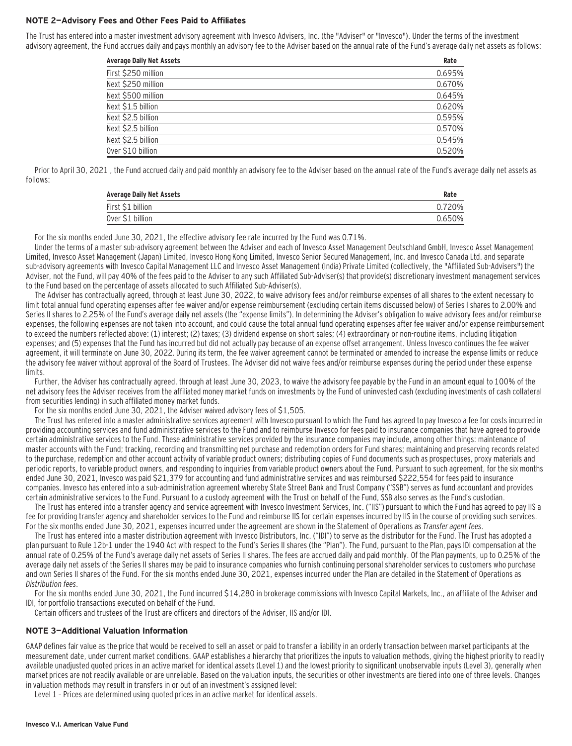### NOTE 2—Advisory Fees and Other Fees Paid to Affiliates

The Trust has entered into a master investment advisory agreement with Invesco Advisers, Inc. (the "Adviser" or "Invesco"). Under the terms of the investment advisory agreement, the Fund accrues daily and pays monthly an advisory fee to the Adviser based on the annual rate of the Fund's average daily net assets as follows:

| Average Daily Net Assets | Rate |
|---|---|
| First $250 million | 0.695% |
| Next $250 million | 0.670% |
| Next $500 million | 0.645% |
| Next $1.5 billion | 0.620% |
| Next $2.5 billion | 0.595% |
| Next $2.5 billion | 0.570% |
| Next $2.5 billion | 0.545% |
| Over $10 billion | 0.520% |

Prior to April 30, 2021 , the Fund accrued daily and paid monthly an advisory fee to the Adviser based on the annual rate of the Fund's average daily net assets as follows:

| Average Daily Net Assets | Rate |
|---|---|
| First $1 billion | 0.720% |
| Over $1 billion | 0.650% |

For the six months ended June 30, 2021, the effective advisory fee rate incurred by the Fund was 0.71%.

Under the terms of a master sub-advisory agreement between the Adviser and each of Invesco Asset Management Deutschland GmbH, Invesco Asset Management Limited, Invesco Asset Management (Japan) Limited, Invesco Hong Kong Limited, Invesco Senior Secured Management, Inc. and Invesco Canada Ltd. and separate sub-advisory agreements with Invesco Capital Management LLC and Invesco Asset Management (India) Private Limited (collectively, the "Affiliated Sub-Advisers") the Adviser, not the Fund, will pay 40% of the fees paid to the Adviser to any such Affiliated Sub-Adviser(s) that provide(s) discretionary investment management services to the Fund based on the percentage of assets allocated to such Affiliated Sub-Adviser(s).

The Adviser has contractually agreed, through at least June 30, 2022, to waive advisory fees and/or reimburse expenses of all shares to the extent necessary to limit total annual fund operating expenses after fee waiver and/or expense reimbursement (excluding certain items discussed below) of Series I shares to 2.00% and Series II shares to 2.25% of the Fund's average daily net assets (the "expense limits"). In determining the Adviser's obligation to waive advisory fees and/or reimburse expenses, the following expenses are not taken into account, and could cause the total annual fund operating expenses after fee waiver and/or expense reimbursement to exceed the numbers reflected above: (1) interest; (2) taxes; (3) dividend expense on short sales; (4) extraordinary or non-routine items, including litigation expenses; and (5) expenses that the Fund has incurred but did not actually pay because of an expense offset arrangement. Unless Invesco continues the fee waiver agreement, it will terminate on June 30, 2022. During its term, the fee waiver agreement cannot be terminated or amended to increase the expense limits or reduce the advisory fee waiver without approval of the Board of Trustees. The Adviser did not waive fees and/or reimburse expenses during the period under these expense limits.

Further, the Adviser has contractually agreed, through at least June 30, 2023, to waive the advisory fee payable by the Fund in an amount equal to 100% of the net advisory fees the Adviser receives from the affiliated money market funds on investments by the Fund of uninvested cash (excluding investments of cash collateral from securities lending) in such affiliated money market funds.

For the six months ended June 30, 2021, the Adviser waived advisory fees of $1,505.

The Trust has entered into a master administrative services agreement with Invesco pursuant to which the Fund has agreed to pay Invesco a fee for costs incurred in providing accounting services and fund administrative services to the Fund and to reimburse Invesco for fees paid to insurance companies that have agreed to provide certain administrative services to the Fund. These administrative services provided by the insurance companies may include, among other things: maintenance of master accounts with the Fund; tracking, recording and transmitting net purchase and redemption orders for Fund shares; maintaining and preserving records related to the purchase, redemption and other account activity of variable product owners; distributing copies of Fund documents such as prospectuses, proxy materials and periodic reports, to variable product owners, and responding to inquiries from variable product owners about the Fund. Pursuant to such agreement, for the six months ended June 30, 2021, Invesco was paid $21,379 for accounting and fund administrative services and was reimbursed $222,554 for fees paid to insurance companies. Invesco has entered into a sub-administration agreement whereby State Street Bank and Trust Company ("SSB") serves as fund accountant and provides certain administrative services to the Fund. Pursuant to a custody agreement with the Trust on behalf of the Fund, SSB also serves as the Fund's custodian.

The Trust has entered into a transfer agency and service agreement with Invesco Investment Services, Inc. ("IIS") pursuant to which the Fund has agreed to pay IIS a fee for providing transfer agency and shareholder services to the Fund and reimburse IIS for certain expenses incurred by IIS in the course of providing such services. For the six months ended June 30, 2021, expenses incurred under the agreement are shown in the Statement of Operations as *Transfer agent fees*.

The Trust has entered into a master distribution agreement with Invesco Distributors, Inc. ("IDI") to serve as the distributor for the Fund. The Trust has adopted a plan pursuant to Rule 12b-1 under the 1940 Act with respect to the Fund's Series II shares (the "Plan"). The Fund, pursuant to the Plan, pays IDI compensation at the annual rate of 0.25% of the Fund's average daily net assets of Series II shares. The fees are accrued daily and paid monthly. Of the Plan payments, up to 0.25% of the average daily net assets of the Series II shares may be paid to insurance companies who furnish continuing personal shareholder services to customers who purchase and own Series II shares of the Fund. For the six months ended June 30, 2021, expenses incurred under the Plan are detailed in the Statement of Operations as *Distribution fees*.

For the six months ended June 30, 2021, the Fund incurred $14,280 in brokerage commissions with Invesco Capital Markets, Inc., an affiliate of the Adviser and IDI, for portfolio transactions executed on behalf of the Fund.

Certain officers and trustees of the Trust are officers and directors of the Adviser, IIS and/or IDI.

### NOTE 3—Additional Valuation Information

GAAP defines fair value as the price that would be received to sell an asset or paid to transfer a liability in an orderly transaction between market participants at the measurement date, under current market conditions. GAAP establishes a hierarchy that prioritizes the inputs to valuation methods, giving the highest priority to readily available unadjusted quoted prices in an active market for identical assets (Level 1) and the lowest priority to significant unobservable inputs (Level 3), generally when market prices are not readily available or are unreliable. Based on the valuation inputs, the securities or other investments are tiered into one of three levels. Changes in valuation methods may result in transfers in or out of an investment's assigned level:

Level 1 – Prices are determined using quoted prices in an active market for identical assets.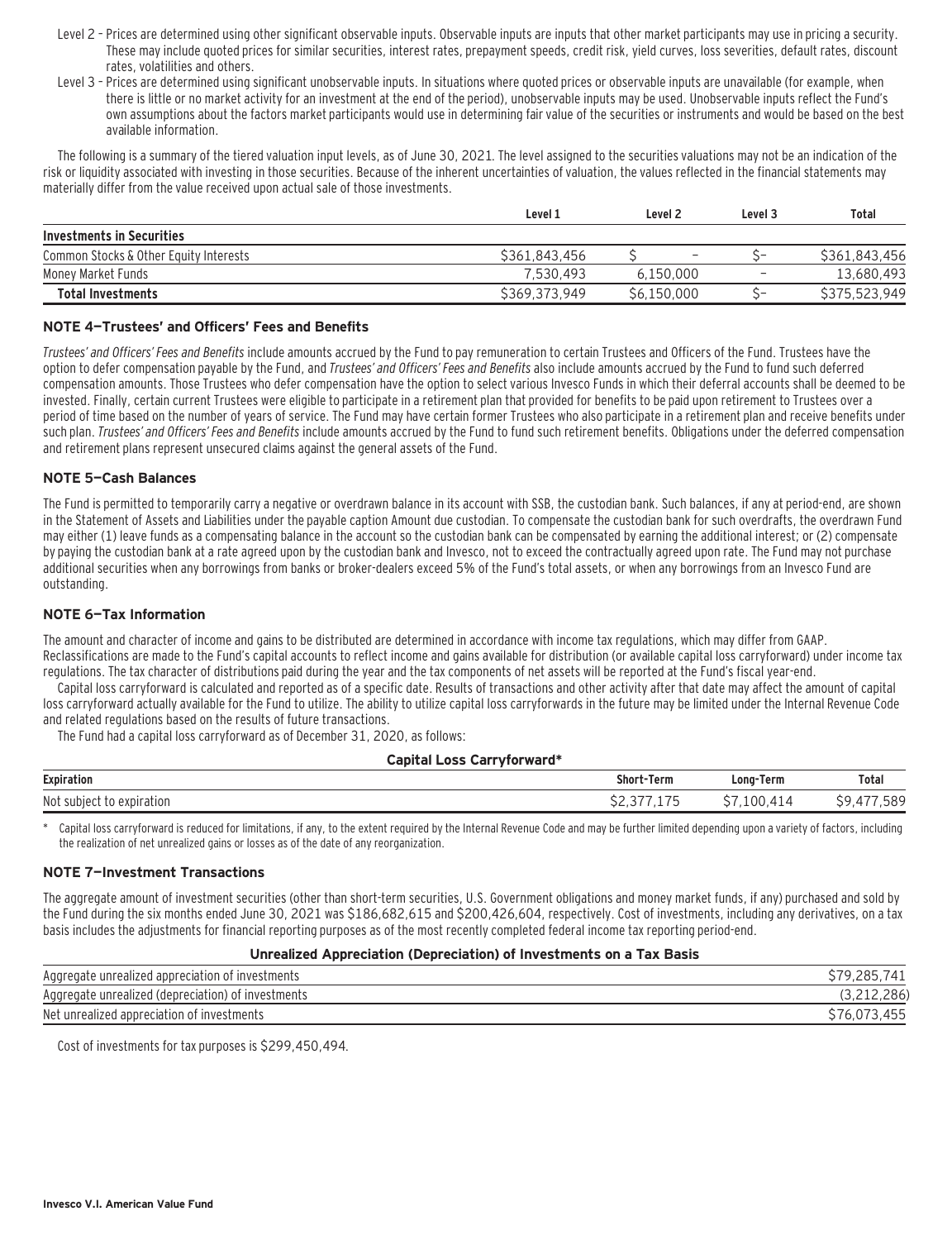Level 2 – Prices are determined using other significant observable inputs. Observable inputs are inputs that other market participants may use in pricing a security. These may include quoted prices for similar securities, interest rates, prepayment speeds, credit risk, yield curves, loss severities, default rates, discount rates, volatilities and others.

Level 3 – Prices are determined using significant unobservable inputs. In situations where quoted prices or observable inputs are unavailable (for example, when there is little or no market activity for an investment at the end of the period), unobservable inputs may be used. Unobservable inputs reflect the Fund's own assumptions about the factors market participants would use in determining fair value of the securities or instruments and would be based on the best available information.

The following is a summary of the tiered valuation input levels, as of June 30, 2021. The level assigned to the securities valuations may not be an indication of the risk or liquidity associated with investing in those securities. Because of the inherent uncertainties of valuation, the values reflected in the financial statements may materially differ from the value received upon actual sale of those investments.

| | Level 1 | Level 2 | Level 3 | Total |
|---|---|---|---|---|
| **Investments in Securities** | | | | |
| Common Stocks & Other Equity Interests | $361,843,456 | $ – | $– | $361,843,456 |
| Money Market Funds | 7,530,493 | 6,150,000 | – | 13,680,493 |
| **Total Investments** | $369,373,949 | $6,150,000 | $– | $375,523,949 |

### NOTE 4—Trustees' and Officers' Fees and Benefits

*Trustees' and Officers' Fees and Benefits* include amounts accrued by the Fund to pay remuneration to certain Trustees and Officers of the Fund. Trustees have the option to defer compensation payable by the Fund, and *Trustees' and Officers' Fees and Benefits* also include amounts accrued by the Fund to fund such deferred compensation amounts. Those Trustees who defer compensation have the option to select various Invesco Funds in which their deferral accounts shall be deemed to be invested. Finally, certain current Trustees were eligible to participate in a retirement plan that provided for benefits to be paid upon retirement to Trustees over a period of time based on the number of years of service. The Fund may have certain former Trustees who also participate in a retirement plan and receive benefits under such plan. *Trustees' and Officers' Fees and Benefits* include amounts accrued by the Fund to fund such retirement benefits. Obligations under the deferred compensation and retirement plans represent unsecured claims against the general assets of the Fund.

### NOTE 5—Cash Balances

The Fund is permitted to temporarily carry a negative or overdrawn balance in its account with SSB, the custodian bank. Such balances, if any at period-end, are shown in the Statement of Assets and Liabilities under the payable caption Amount due custodian. To compensate the custodian bank for such overdrafts, the overdrawn Fund may either (1) leave funds as a compensating balance in the account so the custodian bank can be compensated by earning the additional interest; or (2) compensate by paying the custodian bank at a rate agreed upon by the custodian bank and Invesco, not to exceed the contractually agreed upon rate. The Fund may not purchase additional securities when any borrowings from banks or broker-dealers exceed 5% of the Fund's total assets, or when any borrowings from an Invesco Fund are outstanding.

### NOTE 6—Tax Information

The amount and character of income and gains to be distributed are determined in accordance with income tax regulations, which may differ from GAAP. Reclassifications are made to the Fund's capital accounts to reflect income and gains available for distribution (or available capital loss carryforward) under income tax regulations. The tax character of distributions paid during the year and the tax components of net assets will be reported at the Fund's fiscal year-end.

Capital loss carryforward is calculated and reported as of a specific date. Results of transactions and other activity after that date may affect the amount of capital loss carryforward actually available for the Fund to utilize. The ability to utilize capital loss carryforwards in the future may be limited under the Internal Revenue Code and related regulations based on the results of future transactions.

The Fund had a capital loss carryforward as of December 31, 2020, as follows:

**Capital Loss Carryforward***

| Expiration | Short-Term | Long-Term | Total |
|---|---|---|---|
| Not subject to expiration | $2,377,175 | $7,100,414 | $9,477,589 |

\* Capital loss carryforward is reduced for limitations, if any, to the extent required by the Internal Revenue Code and may be further limited depending upon a variety of factors, including the realization of net unrealized gains or losses as of the date of any reorganization.

### NOTE 7—Investment Transactions

The aggregate amount of investment securities (other than short-term securities, U.S. Government obligations and money market funds, if any) purchased and sold by the Fund during the six months ended June 30, 2021 was $186,682,615 and $200,426,604, respectively. Cost of investments, including any derivatives, on a tax basis includes the adjustments for financial reporting purposes as of the most recently completed federal income tax reporting period-end.

**Unrealized Appreciation (Depreciation) of Investments on a Tax Basis**

| | |
|---|---|
| Aggregate unrealized appreciation of investments | $79,285,741 |
| Aggregate unrealized (depreciation) of investments | (3,212,286) |
| Net unrealized appreciation of investments | $76,073,455 |

Cost of investments for tax purposes is $299,450,494.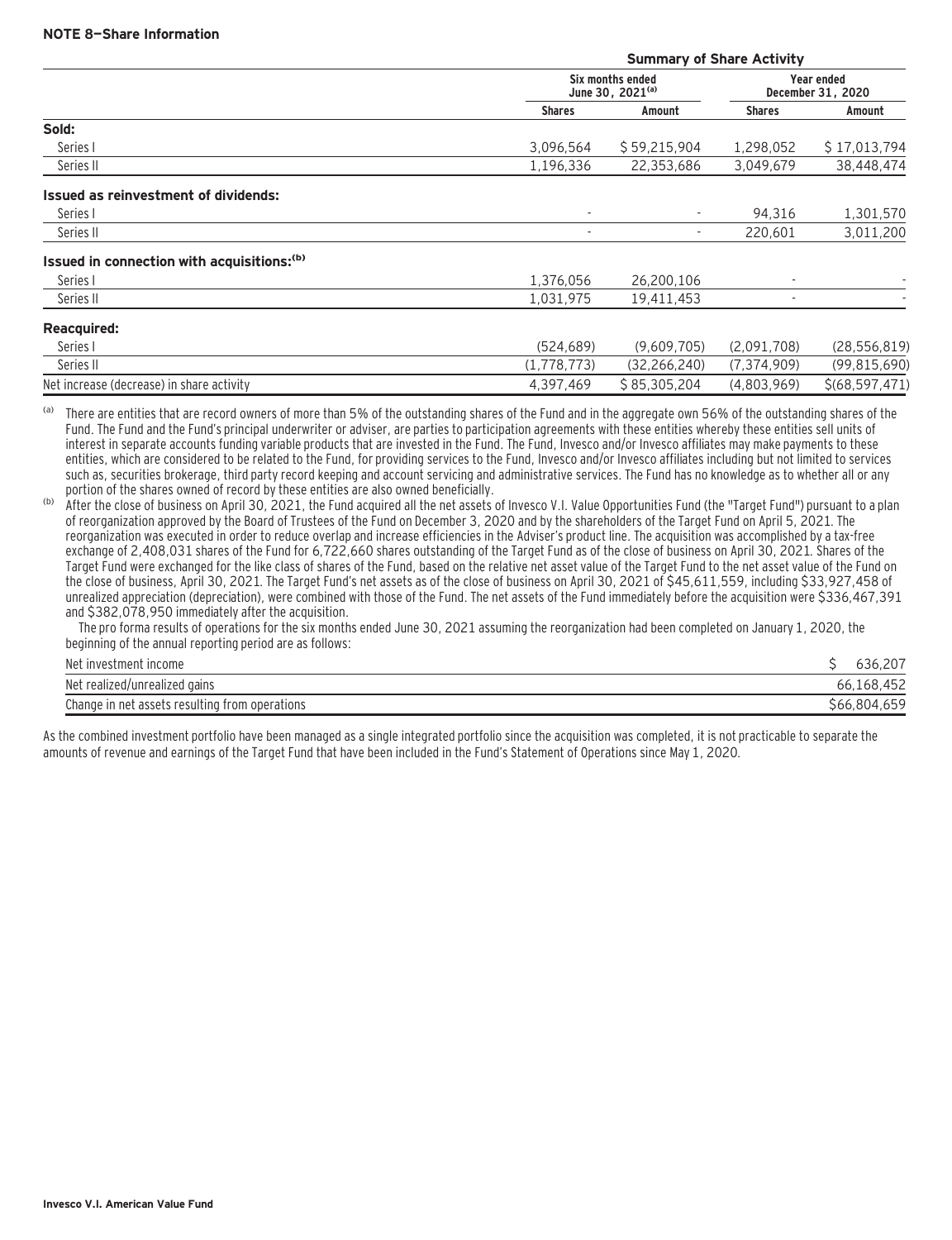### NOTE 8—Share Information

| | Summary of Share Activity | | | |
|---|---|---|---|---|
| | Six months ended June 30, 2021[(a)] | | Year ended December 31, 2020 | |
| | Shares | Amount | Shares | Amount |
| **Sold:** | | | | |
| Series I | 3,096,564 | $ 59,215,904 | 1,298,052 | $ 17,013,794 |
| Series II | 1,196,336 | 22,353,686 | 3,049,679 | 38,448,474 |
| **Issued as reinvestment of dividends:** | | | | |
| Series I | - | - | 94,316 | 1,301,570 |
| Series II | - | - | 220,601 | 3,011,200 |
| **Issued in connection with acquisitions:[(b)]** | | | | |
| Series I | 1,376,056 | 26,200,106 | - | - |
| Series II | 1,031,975 | 19,411,453 | - | - |
| **Reacquired:** | | | | |
| Series I | (524,689) | (9,609,705) | (2,091,708) | (28,556,819) |
| Series II | (1,778,773) | (32,266,240) | (7,374,909) | (99,815,690) |
| Net increase (decrease) in share activity | 4,397,469 | $ 85,305,204 | (4,803,969) | $(68,597,471) |

(a) There are entities that are record owners of more than 5% of the outstanding shares of the Fund and in the aggregate own 56% of the outstanding shares of the Fund. The Fund and the Fund's principal underwriter or adviser, are parties to participation agreements with these entities whereby these entities sell units of interest in separate accounts funding variable products that are invested in the Fund. The Fund, Invesco and/or Invesco affiliates may make payments to these entities, which are considered to be related to the Fund, for providing services to the Fund, Invesco and/or Invesco affiliates including but not limited to services such as, securities brokerage, third party record keeping and account servicing and administrative services. The Fund has no knowledge as to whether all or any portion of the shares owned of record by these entities are also owned beneficially.

(b) After the close of business on April 30, 2021, the Fund acquired all the net assets of Invesco V.I. Value Opportunities Fund (the "Target Fund") pursuant to a plan of reorganization approved by the Board of Trustees of the Fund on December 3, 2020 and by the shareholders of the Target Fund on April 5, 2021. The reorganization was executed in order to reduce overlap and increase efficiencies in the Adviser's product line. The acquisition was accomplished by a tax-free exchange of 2,408,031 shares of the Fund for 6,722,660 shares outstanding of the Target Fund as of the close of business on April 30, 2021. Shares of the Target Fund were exchanged for the like class of shares of the Fund, based on the relative net asset value of the Target Fund to the net asset value of the Fund on the close of business, April 30, 2021. The Target Fund's net assets as of the close of business on April 30, 2021 of $45,611,559, including $33,927,458 of unrealized appreciation (depreciation), were combined with those of the Fund. The net assets of the Fund immediately before the acquisition were $336,467,391 and $382,078,950 immediately after the acquisition.

The pro forma results of operations for the six months ended June 30, 2021 assuming the reorganization had been completed on January 1, 2020, the beginning of the annual reporting period are as follows:

| | |
|---|---|
| Net investment income | $ 636,207 |
| Net realized/unrealized gains | 66,168,452 |
| Change in net assets resulting from operations | $66,804,659 |

As the combined investment portfolio have been managed as a single integrated portfolio since the acquisition was completed, it is not practicable to separate the amounts of revenue and earnings of the Target Fund that have been included in the Fund's Statement of Operations since May 1, 2020.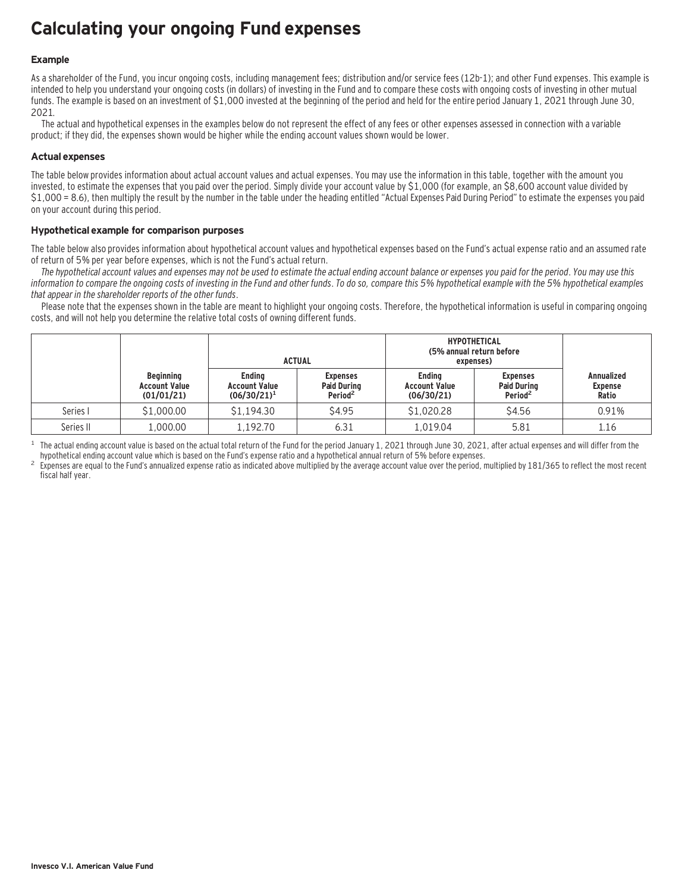# Calculating your ongoing Fund expenses

### Example

As a shareholder of the Fund, you incur ongoing costs, including management fees; distribution and/or service fees (12b-1); and other Fund expenses. This example is intended to help you understand your ongoing costs (in dollars) of investing in the Fund and to compare these costs with ongoing costs of investing in other mutual funds. The example is based on an investment of $1,000 invested at the beginning of the period and held for the entire period January 1, 2021 through June 30, 2021.

The actual and hypothetical expenses in the examples below do not represent the effect of any fees or other expenses assessed in connection with a variable product; if they did, the expenses shown would be higher while the ending account values shown would be lower.

### Actual expenses

The table below provides information about actual account values and actual expenses. You may use the information in this table, together with the amount you invested, to estimate the expenses that you paid over the period. Simply divide your account value by $1,000 (for example, an $8,600 account value divided by $1,000 = 8.6), then multiply the result by the number in the table under the heading entitled "Actual Expenses Paid During Period" to estimate the expenses you paid on your account during this period.

### Hypothetical example for comparison purposes

The table below also provides information about hypothetical account values and hypothetical expenses based on the Fund's actual expense ratio and an assumed rate of return of 5% per year before expenses, which is not the Fund's actual return.

*The hypothetical account values and expenses may not be used to estimate the actual ending account balance or expenses you paid for the period. You may use this information to compare the ongoing costs of investing in the Fund and other funds. To do so, compare this 5% hypothetical example with the 5% hypothetical examples that appear in the shareholder reports of the other funds.*

Please note that the expenses shown in the table are meant to highlight your ongoing costs. Therefore, the hypothetical information is useful in comparing ongoing costs, and will not help you determine the relative total costs of owning different funds.

| | | ACTUAL | | HYPOTHETICAL (5% annual return before expenses) | | |
|---|---|---|---|---|---|---|
| | Beginning Account Value (01/01/21) | Ending Account Value (06/30/21)[1] | Expenses Paid During Period[2] | Ending Account Value (06/30/21) | Expenses Paid During Period[2] | Annualized Expense Ratio |
| Series I | $1,000.00 | $1,194.30 | $4.95 | $1,020.28 | $4.56 | 0.91% |
| Series II | 1,000.00 | 1,192.70 | 6.31 | 1,019.04 | 5.81 | 1.16 |

[1] The actual ending account value is based on the actual total return of the Fund for the period January 1, 2021 through June 30, 2021, after actual expenses and will differ from the hypothetical ending account value which is based on the Fund's expense ratio and a hypothetical annual return of 5% before expenses.

[2] Expenses are equal to the Fund's annualized expense ratio as indicated above multiplied by the average account value over the period, multiplied by 181/365 to reflect the most recent fiscal half year.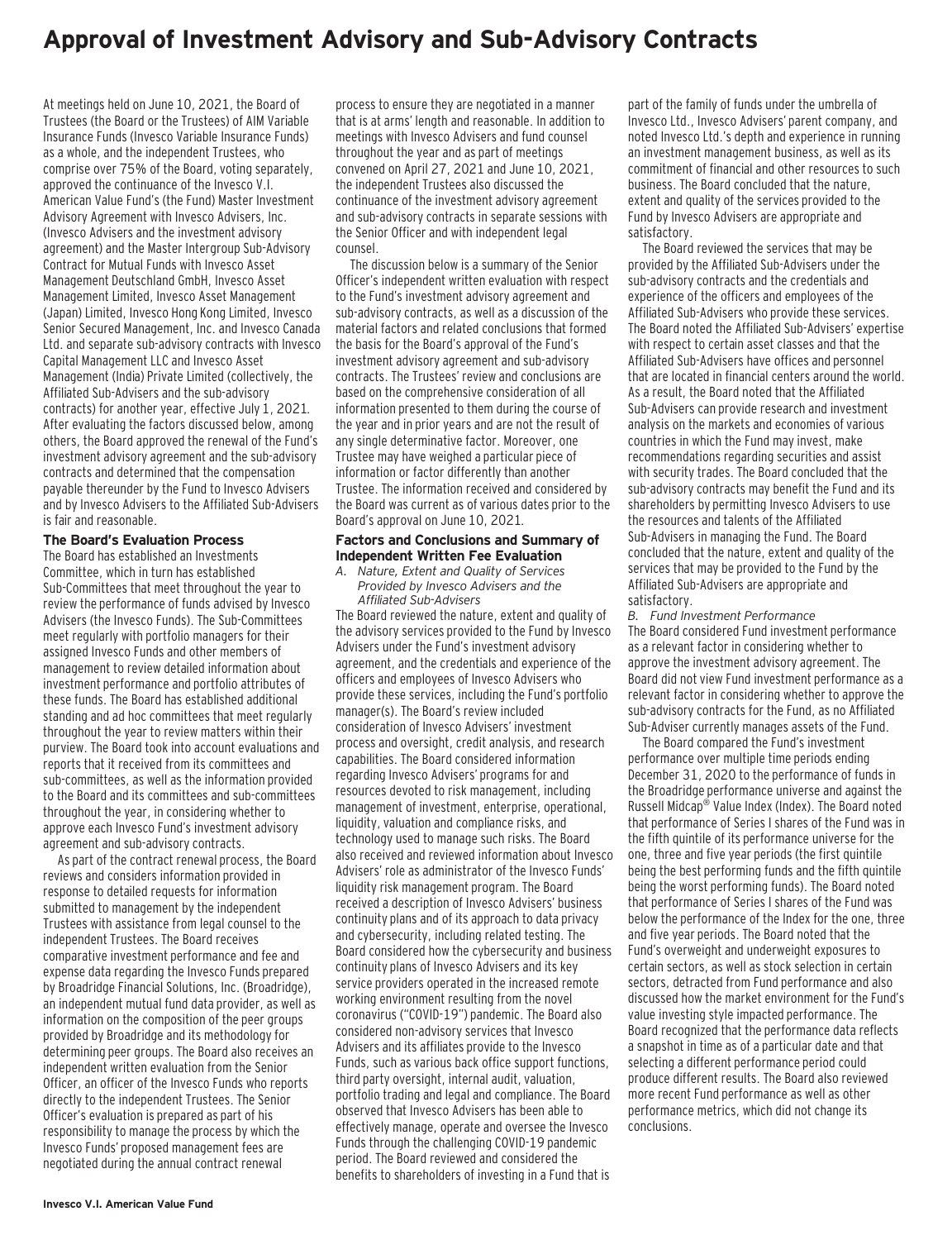// Approval of Investment Advisory and Sub-Advisory Contracts

At meetings held on June 10, 2021, the Board of Trustees (the Board or the Trustees) of AIM Variable Insurance Funds (Invesco Variable Insurance Funds) as a whole, and the independent Trustees, who comprise over 75% of the Board, voting separately, approved the continuance of the Invesco V.I. American Value Fund's (the Fund) Master Investment Advisory Agreement with Invesco Advisers, Inc. (Invesco Advisers and the investment advisory agreement) and the Master Intergroup Sub-Advisory Contract for Mutual Funds with Invesco Asset Management Deutschland GmbH, Invesco Asset Management Limited, Invesco Asset Management (Japan) Limited, Invesco Hong Kong Limited, Invesco Senior Secured Management, Inc. and Invesco Canada Ltd. and separate sub-advisory contracts with Invesco Capital Management LLC and Invesco Asset Management (India) Private Limited (collectively, the Affiliated Sub-Advisers and the sub-advisory contracts) for another year, effective July 1, 2021. After evaluating the factors discussed below, among others, the Board approved the renewal of the Fund's investment advisory agreement and the sub-advisory contracts and determined that the compensation payable thereunder by the Fund to Invesco Advisers and by Invesco Advisers to the Affiliated Sub-Advisers is fair and reasonable.

## The Board's Evaluation Process

The Board has established an Investments Committee, which in turn has established Sub-Committees that meet throughout the year to review the performance of funds advised by Invesco Advisers (the Invesco Funds). The Sub-Committees meet regularly with portfolio managers for their assigned Invesco Funds and other members of management to review detailed information about investment performance and portfolio attributes of these funds. The Board has established additional standing and ad hoc committees that meet regularly throughout the year to review matters within their purview. The Board took into account evaluations and reports that it received from its committees and sub-committees, as well as the information provided to the Board and its committees and sub-committees throughout the year, in considering whether to approve each Invesco Fund's investment advisory agreement and sub-advisory contracts.

As part of the contract renewal process, the Board reviews and considers information provided in response to detailed requests for information submitted to management by the independent Trustees with assistance from legal counsel to the independent Trustees. The Board receives comparative investment performance and fee and expense data regarding the Invesco Funds prepared by Broadridge Financial Solutions, Inc. (Broadridge), an independent mutual fund data provider, as well as information on the composition of the peer groups provided by Broadridge and its methodology for determining peer groups. The Board also receives an independent written evaluation from the Senior Officer, an officer of the Invesco Funds who reports directly to the independent Trustees. The Senior Officer's evaluation is prepared as part of his responsibility to manage the process by which the Invesco Funds' proposed management fees are negotiated during the annual contract renewal process to ensure they are negotiated in a manner that is at arms' length and reasonable. In addition to meetings with Invesco Advisers and fund counsel throughout the year and as part of meetings convened on April 27, 2021 and June 10, 2021, the independent Trustees also discussed the continuance of the investment advisory agreement and sub-advisory contracts in separate sessions with the Senior Officer and with independent legal counsel.

The discussion below is a summary of the Senior Officer's independent written evaluation with respect to the Fund's investment advisory agreement and sub-advisory contracts, as well as a discussion of the material factors and related conclusions that formed the basis for the Board's approval of the Fund's investment advisory agreement and sub-advisory contracts. The Trustees' review and conclusions are based on the comprehensive consideration of all information presented to them during the course of the year and in prior years and are not the result of any single determinative factor. Moreover, one Trustee may have weighed a particular piece of information or factor differently than another Trustee. The information received and considered by the Board was current as of various dates prior to the Board's approval on June 10, 2021.

## Factors and Conclusions and Summary of Independent Written Fee Evaluation

*A. Nature, Extent and Quality of Services Provided by Invesco Advisers and the Affiliated Sub-Advisers*

The Board reviewed the nature, extent and quality of the advisory services provided to the Fund by Invesco Advisers under the Fund's investment advisory agreement, and the credentials and experience of the officers and employees of Invesco Advisers who provide these services, including the Fund's portfolio manager(s). The Board's review included consideration of Invesco Advisers' investment process and oversight, credit analysis, and research capabilities. The Board considered information regarding Invesco Advisers' programs for and resources devoted to risk management, including management of investment, enterprise, operational, liquidity, valuation and compliance risks, and technology used to manage such risks. The Board also received and reviewed information about Invesco Advisers' role as administrator of the Invesco Funds' liquidity risk management program. The Board received a description of Invesco Advisers' business continuity plans and of its approach to data privacy and cybersecurity, including related testing. The Board considered how the cybersecurity and business continuity plans of Invesco Advisers and its key service providers operated in the increased remote working environment resulting from the novel coronavirus ("COVID-19") pandemic. The Board also considered non-advisory services that Invesco Advisers and its affiliates provide to the Invesco Funds, such as various back office support functions, third party oversight, internal audit, valuation, portfolio trading and legal and compliance. The Board observed that Invesco Advisers has been able to effectively manage, operate and oversee the Invesco Funds through the challenging COVID-19 pandemic period. The Board reviewed and considered the benefits to shareholders of investing in a Fund that is part of the family of funds under the umbrella of Invesco Ltd., Invesco Advisers' parent company, and noted Invesco Ltd.'s depth and experience in running an investment management business, as well as its commitment of financial and other resources to such business. The Board concluded that the nature, extent and quality of the services provided to the Fund by Invesco Advisers are appropriate and satisfactory.

The Board reviewed the services that may be provided by the Affiliated Sub-Advisers under the sub-advisory contracts and the credentials and experience of the officers and employees of the Affiliated Sub-Advisers who provide these services. The Board noted the Affiliated Sub-Advisers' expertise with respect to certain asset classes and that the Affiliated Sub-Advisers have offices and personnel that are located in financial centers around the world. As a result, the Board noted that the Affiliated Sub-Advisers can provide research and investment analysis on the markets and economies of various countries in which the Fund may invest, make recommendations regarding securities and assist with security trades. The Board concluded that the sub-advisory contracts may benefit the Fund and its shareholders by permitting Invesco Advisers to use the resources and talents of the Affiliated Sub-Advisers in managing the Fund. The Board concluded that the nature, extent and quality of the services that may be provided to the Fund by the Affiliated Sub-Advisers are appropriate and satisfactory.

*B. Fund Investment Performance*

The Board considered Fund investment performance as a relevant factor in considering whether to approve the investment advisory agreement. The Board did not view Fund investment performance as a relevant factor in considering whether to approve the sub-advisory contracts for the Fund, as no Affiliated Sub-Adviser currently manages assets of the Fund.

The Board compared the Fund's investment performance over multiple time periods ending December 31, 2020 to the performance of funds in the Broadridge performance universe and against the Russell Midcap® Value Index (Index). The Board noted that performance of Series I shares of the Fund was in the fifth quintile of its performance universe for the one, three and five year periods (the first quintile being the best performing funds and the fifth quintile being the worst performing funds). The Board noted that performance of Series I shares of the Fund was below the performance of the Index for the one, three and five year periods. The Board noted that the Fund's overweight and underweight exposures to certain sectors, as well as stock selection in certain sectors, detracted from Fund performance and also discussed how the market environment for the Fund's value investing style impacted performance. The Board recognized that the performance data reflects a snapshot in time as of a particular date and that selecting a different performance period could produce different results. The Board also reviewed more recent Fund performance as well as other performance metrics, which did not change its conclusions.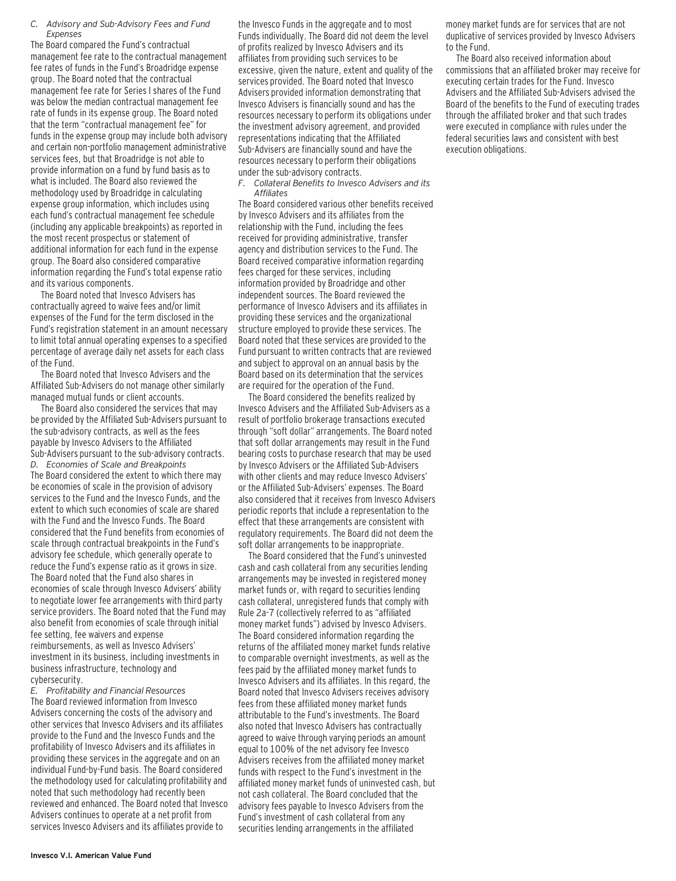### C. *Advisory and Sub-Advisory Fees and Fund Expenses*

The Board compared the Fund's contractual management fee rate to the contractual management fee rates of funds in the Fund's Broadridge expense group. The Board noted that the contractual management fee rate for Series I shares of the Fund was below the median contractual management fee rate of funds in its expense group. The Board noted that the term "contractual management fee" for funds in the expense group may include both advisory and certain non-portfolio management administrative services fees, but that Broadridge is not able to provide information on a fund by fund basis as to what is included. The Board also reviewed the methodology used by Broadridge in calculating expense group information, which includes using each fund's contractual management fee schedule (including any applicable breakpoints) as reported in the most recent prospectus or statement of additional information for each fund in the expense group. The Board also considered comparative information regarding the Fund's total expense ratio and its various components.

The Board noted that Invesco Advisers has contractually agreed to waive fees and/or limit expenses of the Fund for the term disclosed in the Fund's registration statement in an amount necessary to limit total annual operating expenses to a specified percentage of average daily net assets for each class of the Fund.

The Board noted that Invesco Advisers and the Affiliated Sub-Advisers do not manage other similarly managed mutual funds or client accounts.

The Board also considered the services that may be provided by the Affiliated Sub-Advisers pursuant to the sub-advisory contracts, as well as the fees payable by Invesco Advisers to the Affiliated Sub-Advisers pursuant to the sub-advisory contracts.

### D. *Economies of Scale and Breakpoints*

The Board considered the extent to which there may be economies of scale in the provision of advisory services to the Fund and the Invesco Funds, and the extent to which such economies of scale are shared with the Fund and the Invesco Funds. The Board considered that the Fund benefits from economies of scale through contractual breakpoints in the Fund's advisory fee schedule, which generally operate to reduce the Fund's expense ratio as it grows in size. The Board noted that the Fund also shares in economies of scale through Invesco Advisers' ability to negotiate lower fee arrangements with third party service providers. The Board noted that the Fund may also benefit from economies of scale through initial fee setting, fee waivers and expense reimbursements, as well as Invesco Advisers' investment in its business, including investments in business infrastructure, technology and cybersecurity.

### E. *Profitability and Financial Resources*

The Board reviewed information from Invesco Advisers concerning the costs of the advisory and other services that Invesco Advisers and its affiliates provide to the Fund and the Invesco Funds and the profitability of Invesco Advisers and its affiliates in providing these services in the aggregate and on an individual Fund-by-Fund basis. The Board considered the methodology used for calculating profitability and noted that such methodology had recently been reviewed and enhanced. The Board noted that Invesco Advisers continues to operate at a net profit from services Invesco Advisers and its affiliates provide to the Invesco Funds in the aggregate and to most Funds individually. The Board did not deem the level of profits realized by Invesco Advisers and its affiliates from providing such services to be excessive, given the nature, extent and quality of the services provided. The Board noted that Invesco Advisers provided information demonstrating that Invesco Advisers is financially sound and has the resources necessary to perform its obligations under the investment advisory agreement, and provided representations indicating that the Affiliated Sub-Advisers are financially sound and have the resources necessary to perform their obligations under the sub-advisory contracts.

### F. *Collateral Benefits to Invesco Advisers and its Affiliates*

The Board considered various other benefits received by Invesco Advisers and its affiliates from the relationship with the Fund, including the fees received for providing administrative, transfer agency and distribution services to the Fund. The Board received comparative information regarding fees charged for these services, including information provided by Broadridge and other independent sources. The Board reviewed the performance of Invesco Advisers and its affiliates in providing these services and the organizational structure employed to provide these services. The Board noted that these services are provided to the Fund pursuant to written contracts that are reviewed and subject to approval on an annual basis by the Board based on its determination that the services are required for the operation of the Fund.

The Board considered the benefits realized by Invesco Advisers and the Affiliated Sub-Advisers as a result of portfolio brokerage transactions executed through "soft dollar" arrangements. The Board noted that soft dollar arrangements may result in the Fund bearing costs to purchase research that may be used by Invesco Advisers or the Affiliated Sub-Advisers with other clients and may reduce Invesco Advisers' or the Affiliated Sub-Advisers' expenses. The Board also considered that it receives from Invesco Advisers periodic reports that include a representation to the effect that these arrangements are consistent with regulatory requirements. The Board did not deem the soft dollar arrangements to be inappropriate.

The Board considered that the Fund's uninvested cash and cash collateral from any securities lending arrangements may be invested in registered money market funds or, with regard to securities lending cash collateral, unregistered funds that comply with Rule 2a-7 (collectively referred to as "affiliated money market funds") advised by Invesco Advisers. The Board considered information regarding the returns of the affiliated money market funds relative to comparable overnight investments, as well as the fees paid by the affiliated money market funds to Invesco Advisers and its affiliates. In this regard, the Board noted that Invesco Advisers receives advisory fees from these affiliated money market funds attributable to the Fund's investments. The Board also noted that Invesco Advisers has contractually agreed to waive through varying periods an amount equal to 100% of the net advisory fee Invesco Advisers receives from the affiliated money market funds with respect to the Fund's investment in the affiliated money market funds of uninvested cash, but not cash collateral. The Board concluded that the advisory fees payable to Invesco Advisers from the Fund's investment of cash collateral from any securities lending arrangements in the affiliated money market funds are for services that are not duplicative of services provided by Invesco Advisers to the Fund.

The Board also received information about commissions that an affiliated broker may receive for executing certain trades for the Fund. Invesco Advisers and the Affiliated Sub-Advisers advised the Board of the benefits to the Fund of executing trades through the affiliated broker and that such trades were executed in compliance with rules under the federal securities laws and consistent with best execution obligations.